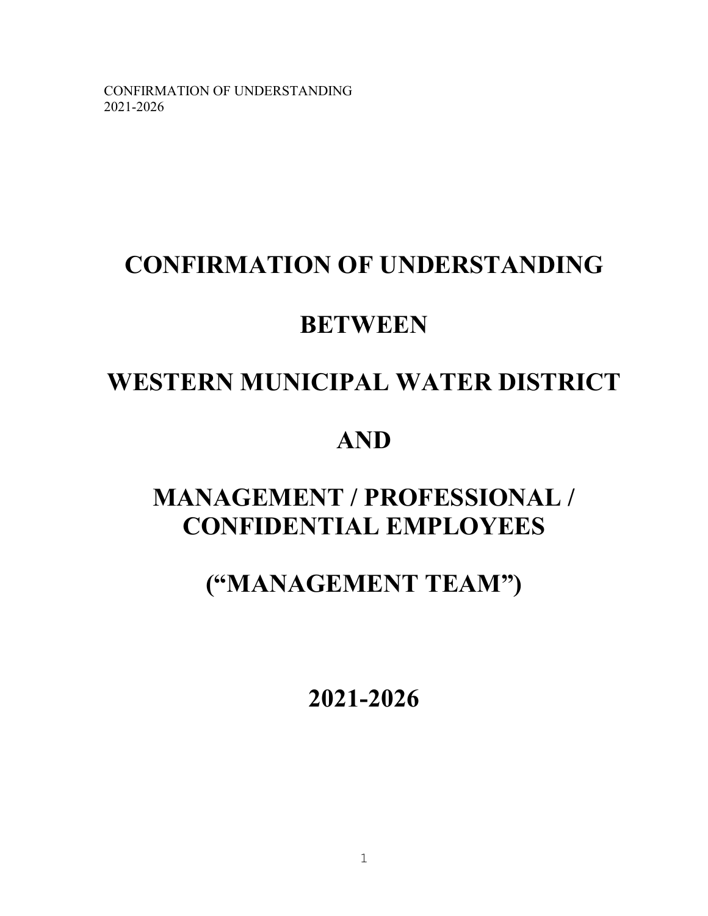# CONFIRMATION OF UNDERSTANDING

# BETWEEN

# WESTERN MUNICIPAL WATER DISTRICT

# AND

# MANAGEMENT / PROFESSIONAL / CONFIDENTIAL EMPLOYEES

# (“MANAGEMENT TEAM”)

# 2021-2026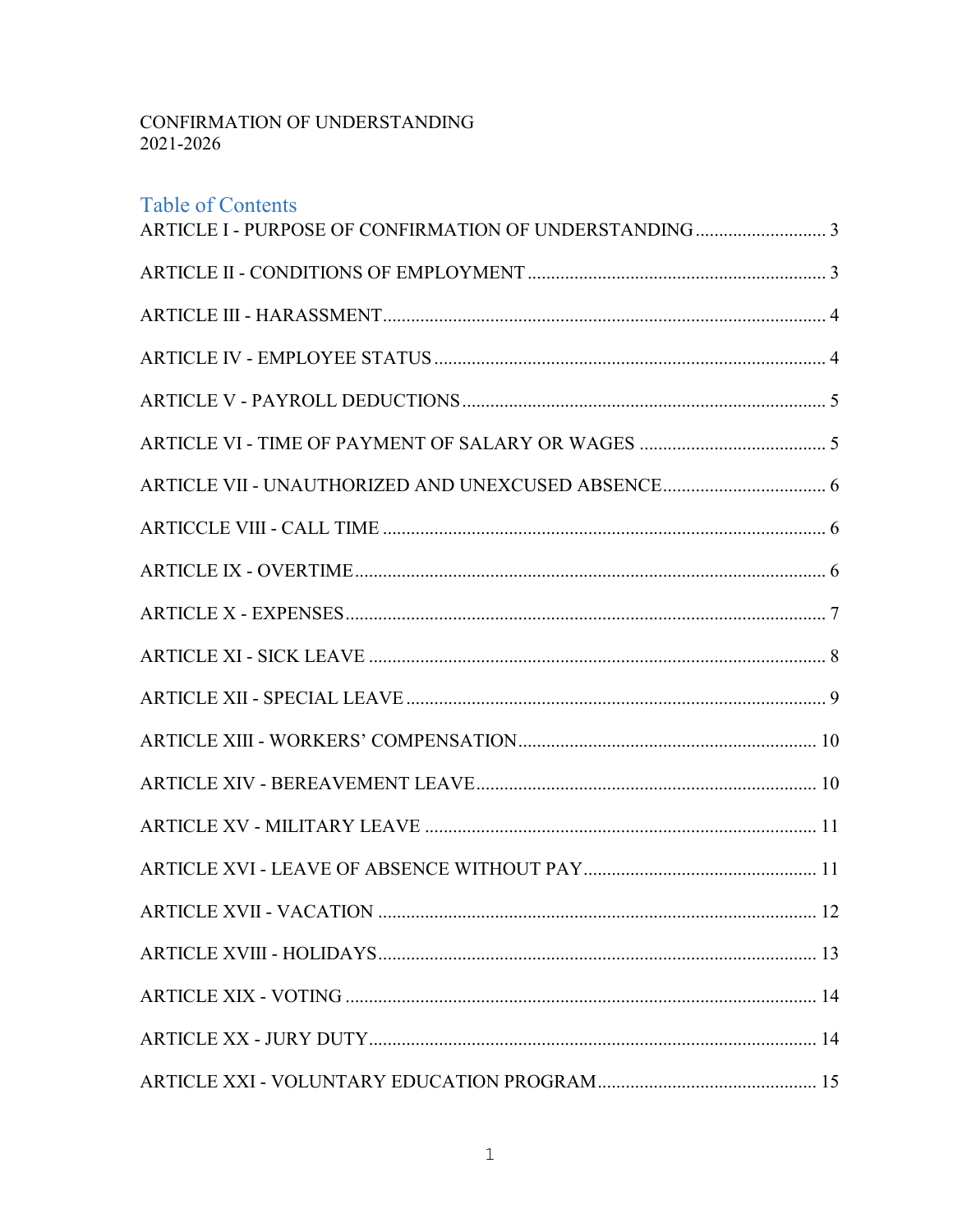CONFIRMATION OF UNDERSTANDING
2021-2026

## Table of Contents

ARTICLE I - PURPOSE OF CONFIRMATION OF UNDERSTANDING ............................ 3

ARTICLE II - CONDITIONS OF EMPLOYMENT ................................................................ 3

ARTICLE III - HARASSMENT ................................................................................................ 4

ARTICLE IV - EMPLOYEE STATUS .................................................................................... 4

ARTICLE V - PAYROLL DEDUCTIONS .............................................................................. 5

ARTICLE VI - TIME OF PAYMENT OF SALARY OR WAGES ........................................ 5

ARTICLE VII - UNAUTHORIZED AND UNEXCUSED ABSENCE ................................... 6

ARTICCLE VIII - CALL TIME ............................................................................................... 6

ARTICLE IX - OVERTIME ..................................................................................................... 6

ARTICLE X - EXPENSES ....................................................................................................... 7

ARTICLE XI - SICK LEAVE .................................................................................................. 8

ARTICLE XII - SPECIAL LEAVE .......................................................................................... 9

ARTICLE XIII - WORKERS' COMPENSATION ................................................................ 10

ARTICLE XIV - BEREAVEMENT LEAVE ......................................................................... 10

ARTICLE XV - MILITARY LEAVE .................................................................................... 11

ARTICLE XVI - LEAVE OF ABSENCE WITHOUT PAY .................................................. 11

ARTICLE XVII - VACATION .............................................................................................. 12

ARTICLE XVIII - HOLIDAYS ............................................................................................. 13

ARTICLE XIX - VOTING ..................................................................................................... 14

ARTICLE XX - JURY DUTY ................................................................................................ 14

ARTICLE XXI - VOLUNTARY EDUCATION PROGRAM ............................................... 15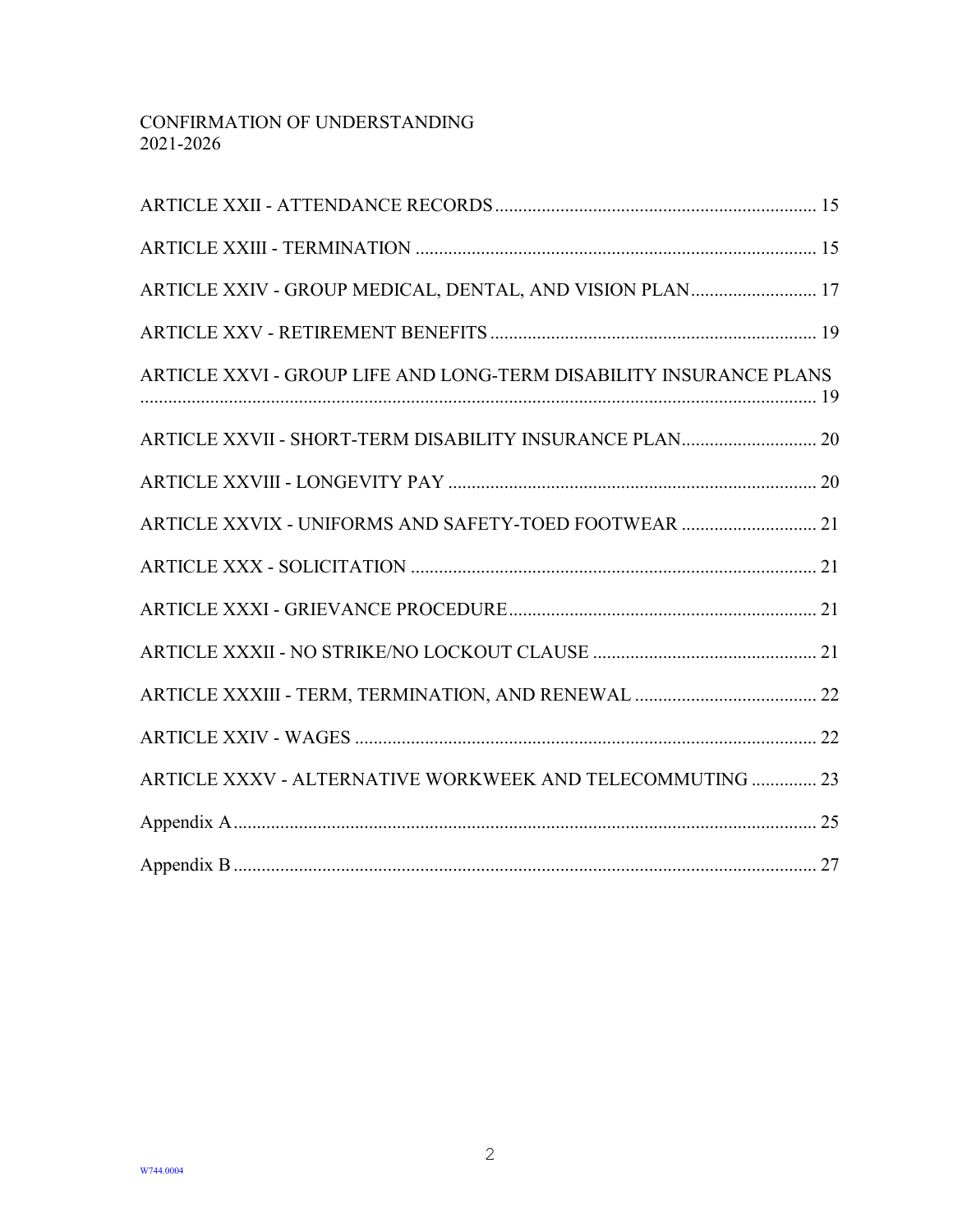CONFIRMATION OF UNDERSTANDING
2021-2026

ARTICLE XXII - ATTENDANCE RECORDS ........................................................................ 15

ARTICLE XXIII - TERMINATION ........................................................................................ 15

ARTICLE XXIV - GROUP MEDICAL, DENTAL, AND VISION PLAN ............................ 17

ARTICLE XXV - RETIREMENT BENEFITS ...................................................................... 19

ARTICLE XXVI - GROUP LIFE AND LONG-TERM DISABILITY INSURANCE PLANS ........................................................................................................................................ 19

ARTICLE XXVII - SHORT-TERM DISABILITY INSURANCE PLAN ............................. 20

ARTICLE XXVIII - LONGEVITY PAY ............................................................................... 20

ARTICLE XXVIX - UNIFORMS AND SAFETY-TOED FOOTWEAR ............................. 21

ARTICLE XXX - SOLICITATION ........................................................................................ 21

ARTICLE XXXI - GRIEVANCE PROCEDURE .................................................................. 21

ARTICLE XXXII - NO STRIKE/NO LOCKOUT CLAUSE ................................................ 21

ARTICLE XXXIII - TERM, TERMINATION, AND RENEWAL ....................................... 22

ARTICLE XXIV - WAGES ................................................................................................... 22

ARTICLE XXXV - ALTERNATIVE WORKWEEK AND TELECOMMUTING .............. 23

Appendix A ............................................................................................................................ 25

Appendix B ............................................................................................................................ 27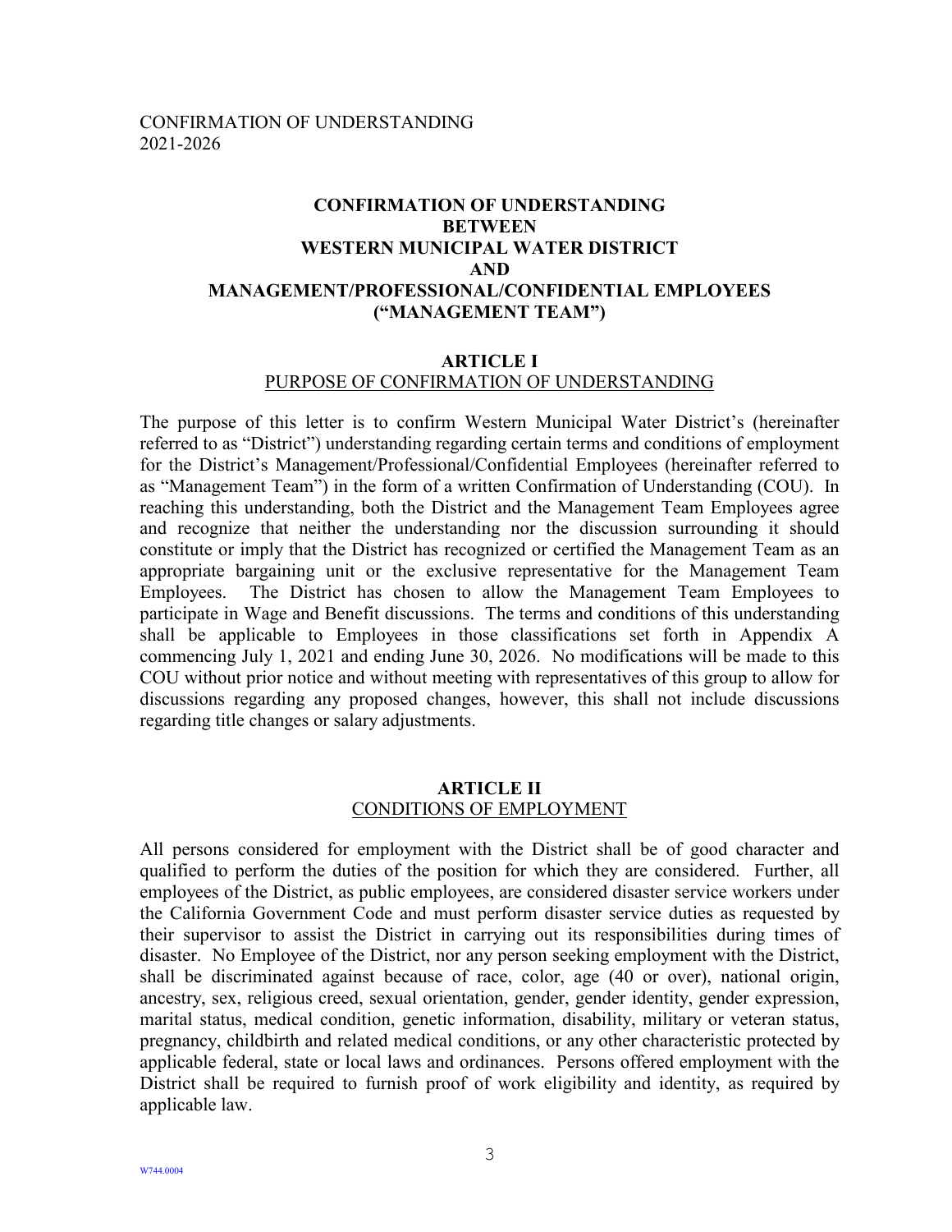CONFIRMATION OF UNDERSTANDING
2021-2026

# CONFIRMATION OF UNDERSTANDING BETWEEN WESTERN MUNICIPAL WATER DISTRICT AND MANAGEMENT/PROFESSIONAL/CONFIDENTIAL EMPLOYEES ("MANAGEMENT TEAM")

## ARTICLE I
PURPOSE OF CONFIRMATION OF UNDERSTANDING

The purpose of this letter is to confirm Western Municipal Water District's (hereinafter referred to as "District") understanding regarding certain terms and conditions of employment for the District's Management/Professional/Confidential Employees (hereinafter referred to as "Management Team") in the form of a written Confirmation of Understanding (COU). In reaching this understanding, both the District and the Management Team Employees agree and recognize that neither the understanding nor the discussion surrounding it should constitute or imply that the District has recognized or certified the Management Team as an appropriate bargaining unit or the exclusive representative for the Management Team Employees. The District has chosen to allow the Management Team Employees to participate in Wage and Benefit discussions. The terms and conditions of this understanding shall be applicable to Employees in those classifications set forth in Appendix A commencing July 1, 2021 and ending June 30, 2026. No modifications will be made to this COU without prior notice and without meeting with representatives of this group to allow for discussions regarding any proposed changes, however, this shall not include discussions regarding title changes or salary adjustments.

## ARTICLE II
CONDITIONS OF EMPLOYMENT

All persons considered for employment with the District shall be of good character and qualified to perform the duties of the position for which they are considered. Further, all employees of the District, as public employees, are considered disaster service workers under the California Government Code and must perform disaster service duties as requested by their supervisor to assist the District in carrying out its responsibilities during times of disaster. No Employee of the District, nor any person seeking employment with the District, shall be discriminated against because of race, color, age (40 or over), national origin, ancestry, sex, religious creed, sexual orientation, gender, gender identity, gender expression, marital status, medical condition, genetic information, disability, military or veteran status, pregnancy, childbirth and related medical conditions, or any other characteristic protected by applicable federal, state or local laws and ordinances. Persons offered employment with the District shall be required to furnish proof of work eligibility and identity, as required by applicable law.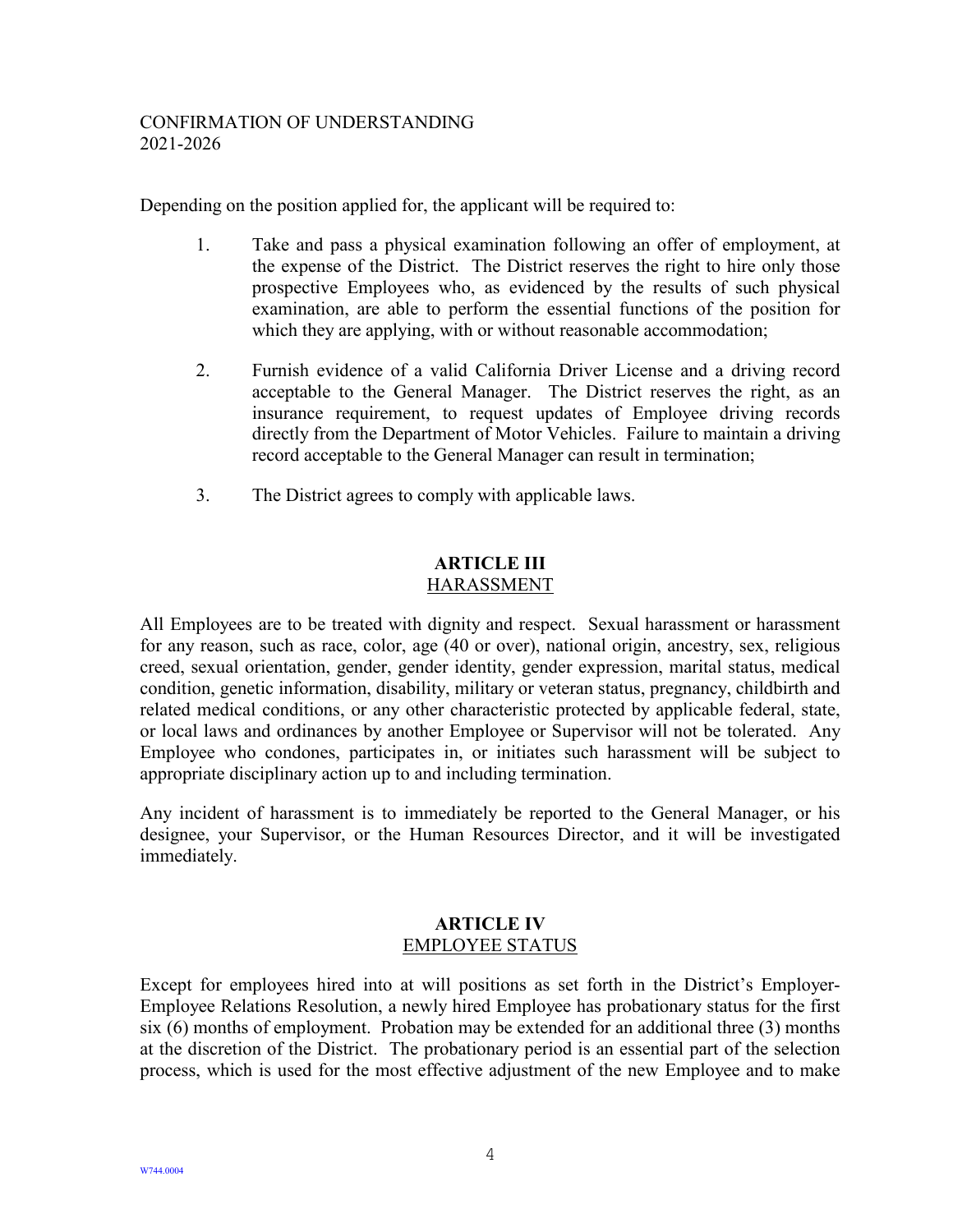Depending on the position applied for, the applicant will be required to:

1. Take and pass a physical examination following an offer of employment, at the expense of the District. The District reserves the right to hire only those prospective Employees who, as evidenced by the results of such physical examination, are able to perform the essential functions of the position for which they are applying, with or without reasonable accommodation;

2. Furnish evidence of a valid California Driver License and a driving record acceptable to the General Manager. The District reserves the right, as an insurance requirement, to request updates of Employee driving records directly from the Department of Motor Vehicles. Failure to maintain a driving record acceptable to the General Manager can result in termination;

3. The District agrees to comply with applicable laws.

## ARTICLE III
HARASSMENT

All Employees are to be treated with dignity and respect. Sexual harassment or harassment for any reason, such as race, color, age (40 or over), national origin, ancestry, sex, religious creed, sexual orientation, gender, gender identity, gender expression, marital status, medical condition, genetic information, disability, military or veteran status, pregnancy, childbirth and related medical conditions, or any other characteristic protected by applicable federal, state, or local laws and ordinances by another Employee or Supervisor will not be tolerated. Any Employee who condones, participates in, or initiates such harassment will be subject to appropriate disciplinary action up to and including termination.

Any incident of harassment is to immediately be reported to the General Manager, or his designee, your Supervisor, or the Human Resources Director, and it will be investigated immediately.

## ARTICLE IV
EMPLOYEE STATUS

Except for employees hired into at will positions as set forth in the District's Employer-Employee Relations Resolution, a newly hired Employee has probationary status for the first six (6) months of employment. Probation may be extended for an additional three (3) months at the discretion of the District. The probationary period is an essential part of the selection process, which is used for the most effective adjustment of the new Employee and to make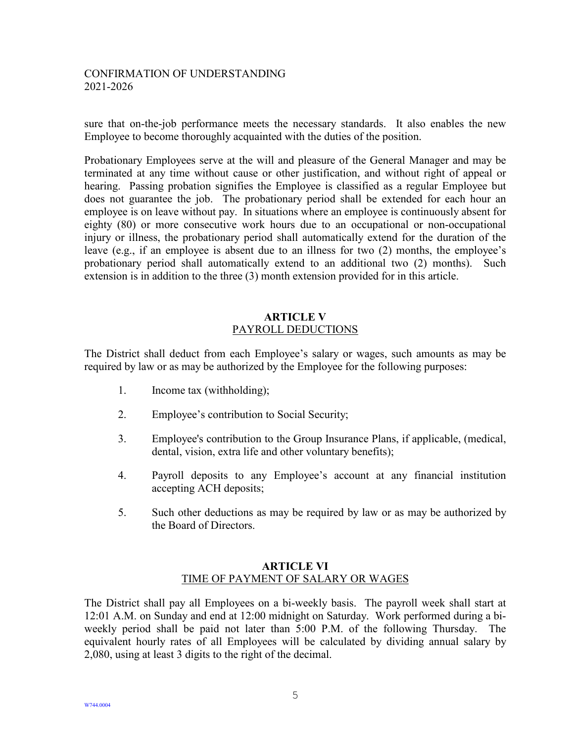sure that on-the-job performance meets the necessary standards. It also enables the new Employee to become thoroughly acquainted with the duties of the position.

Probationary Employees serve at the will and pleasure of the General Manager and may be terminated at any time without cause or other justification, and without right of appeal or hearing. Passing probation signifies the Employee is classified as a regular Employee but does not guarantee the job. The probationary period shall be extended for each hour an employee is on leave without pay. In situations where an employee is continuously absent for eighty (80) or more consecutive work hours due to an occupational or non-occupational injury or illness, the probationary period shall automatically extend for the duration of the leave (e.g., if an employee is absent due to an illness for two (2) months, the employee's probationary period shall automatically extend to an additional two (2) months). Such extension is in addition to the three (3) month extension provided for in this article.

## ARTICLE V
## PAYROLL DEDUCTIONS

The District shall deduct from each Employee's salary or wages, such amounts as may be required by law or as may be authorized by the Employee for the following purposes:

1. Income tax (withholding);
2. Employee's contribution to Social Security;
3. Employee's contribution to the Group Insurance Plans, if applicable, (medical, dental, vision, extra life and other voluntary benefits);
4. Payroll deposits to any Employee's account at any financial institution accepting ACH deposits;
5. Such other deductions as may be required by law or as may be authorized by the Board of Directors.

## ARTICLE VI
## TIME OF PAYMENT OF SALARY OR WAGES

The District shall pay all Employees on a bi-weekly basis. The payroll week shall start at 12:01 A.M. on Sunday and end at 12:00 midnight on Saturday. Work performed during a bi-weekly period shall be paid not later than 5:00 P.M. of the following Thursday. The equivalent hourly rates of all Employees will be calculated by dividing annual salary by 2,080, using at least 3 digits to the right of the decimal.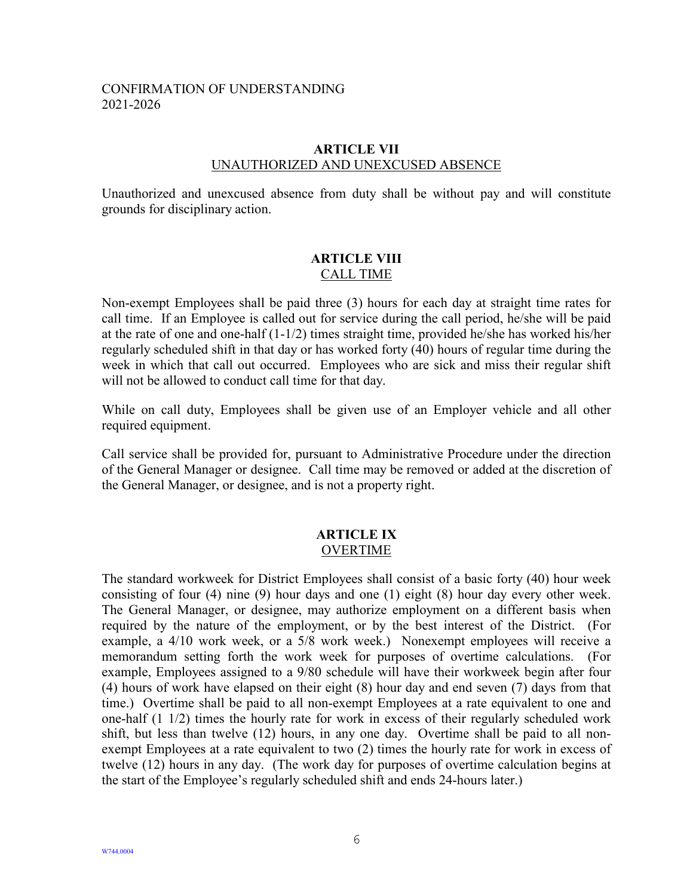## ARTICLE VII
UNAUTHORIZED AND UNEXCUSED ABSENCE

Unauthorized and unexcused absence from duty shall be without pay and will constitute grounds for disciplinary action.

## ARTICLE VIII
CALL TIME

Non-exempt Employees shall be paid three (3) hours for each day at straight time rates for call time. If an Employee is called out for service during the call period, he/she will be paid at the rate of one and one-half (1-1/2) times straight time, provided he/she has worked his/her regularly scheduled shift in that day or has worked forty (40) hours of regular time during the week in which that call out occurred. Employees who are sick and miss their regular shift will not be allowed to conduct call time for that day.

While on call duty, Employees shall be given use of an Employer vehicle and all other required equipment.

Call service shall be provided for, pursuant to Administrative Procedure under the direction of the General Manager or designee. Call time may be removed or added at the discretion of the General Manager, or designee, and is not a property right.

## ARTICLE IX
OVERTIME

The standard workweek for District Employees shall consist of a basic forty (40) hour week consisting of four (4) nine (9) hour days and one (1) eight (8) hour day every other week. The General Manager, or designee, may authorize employment on a different basis when required by the nature of the employment, or by the best interest of the District. (For example, a 4/10 work week, or a 5/8 work week.) Nonexempt employees will receive a memorandum setting forth the work week for purposes of overtime calculations. (For example, Employees assigned to a 9/80 schedule will have their workweek begin after four (4) hours of work have elapsed on their eight (8) hour day and end seven (7) days from that time.) Overtime shall be paid to all non-exempt Employees at a rate equivalent to one and one-half (1 1/2) times the hourly rate for work in excess of their regularly scheduled work shift, but less than twelve (12) hours, in any one day. Overtime shall be paid to all non-exempt Employees at a rate equivalent to two (2) times the hourly rate for work in excess of twelve (12) hours in any day. (The work day for purposes of overtime calculation begins at the start of the Employee's regularly scheduled shift and ends 24-hours later.)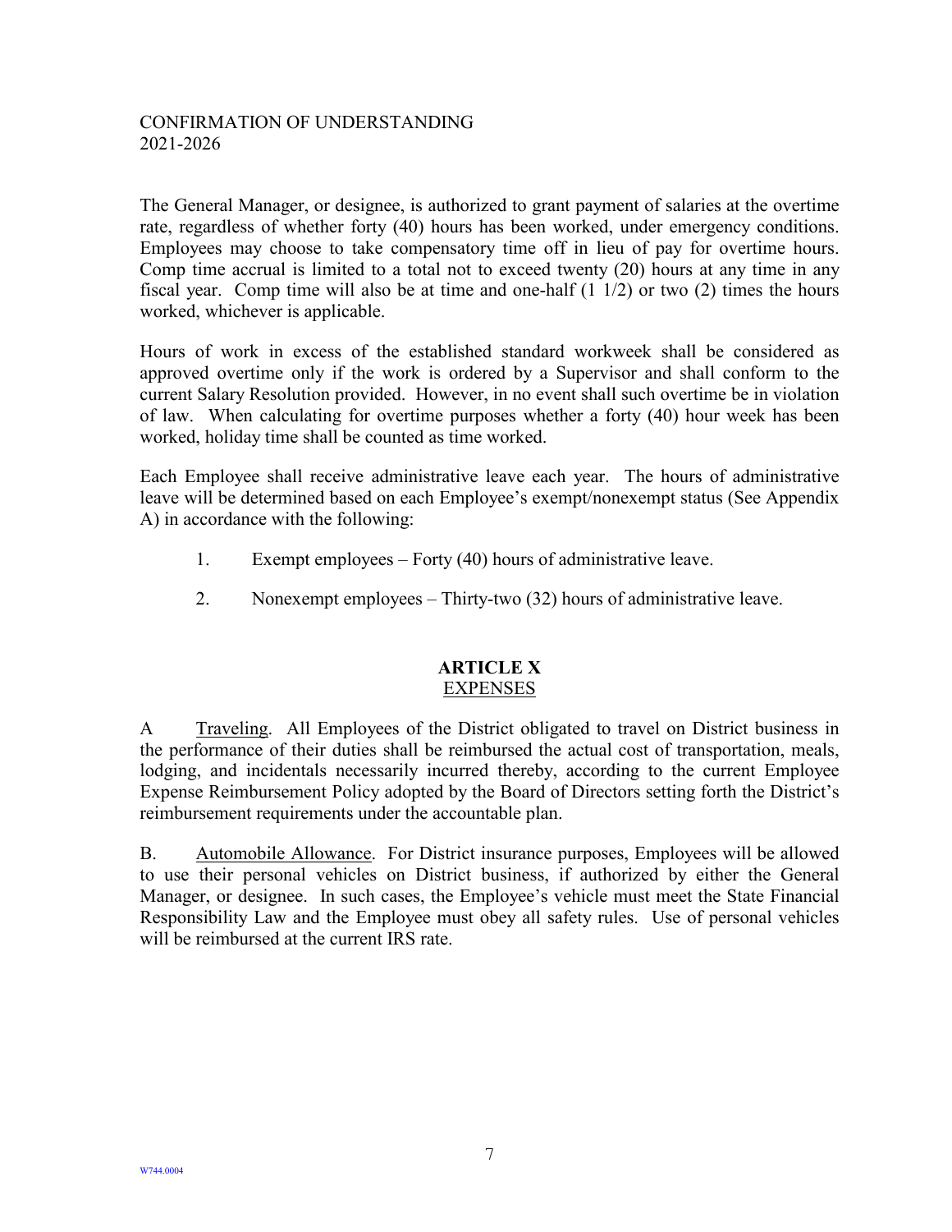The General Manager, or designee, is authorized to grant payment of salaries at the overtime rate, regardless of whether forty (40) hours has been worked, under emergency conditions. Employees may choose to take compensatory time off in lieu of pay for overtime hours. Comp time accrual is limited to a total not to exceed twenty (20) hours at any time in any fiscal year. Comp time will also be at time and one-half (1 1/2) or two (2) times the hours worked, whichever is applicable.

Hours of work in excess of the established standard workweek shall be considered as approved overtime only if the work is ordered by a Supervisor and shall conform to the current Salary Resolution provided. However, in no event shall such overtime be in violation of law. When calculating for overtime purposes whether a forty (40) hour week has been worked, holiday time shall be counted as time worked.

Each Employee shall receive administrative leave each year. The hours of administrative leave will be determined based on each Employee's exempt/nonexempt status (See Appendix A) in accordance with the following:

1. Exempt employees – Forty (40) hours of administrative leave.

2. Nonexempt employees – Thirty-two (32) hours of administrative leave.

## ARTICLE X
## EXPENSES

A Traveling. All Employees of the District obligated to travel on District business in the performance of their duties shall be reimbursed the actual cost of transportation, meals, lodging, and incidentals necessarily incurred thereby, according to the current Employee Expense Reimbursement Policy adopted by the Board of Directors setting forth the District's reimbursement requirements under the accountable plan.

B. Automobile Allowance. For District insurance purposes, Employees will be allowed to use their personal vehicles on District business, if authorized by either the General Manager, or designee. In such cases, the Employee's vehicle must meet the State Financial Responsibility Law and the Employee must obey all safety rules. Use of personal vehicles will be reimbursed at the current IRS rate.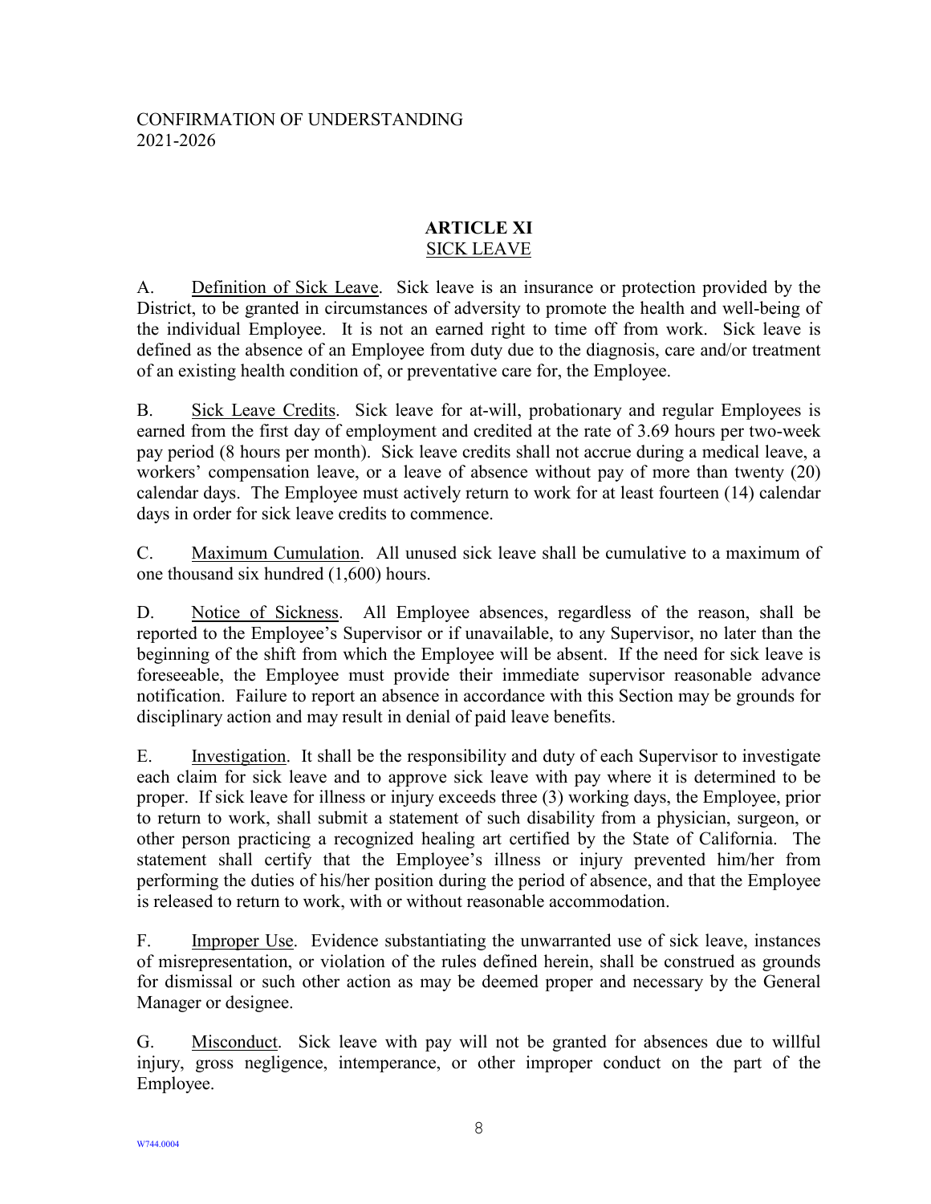CONFIRMATION OF UNDERSTANDING
2021-2026

## ARTICLE XI
### SICK LEAVE

A. Definition of Sick Leave. Sick leave is an insurance or protection provided by the District, to be granted in circumstances of adversity to promote the health and well-being of the individual Employee. It is not an earned right to time off from work. Sick leave is defined as the absence of an Employee from duty due to the diagnosis, care and/or treatment of an existing health condition of, or preventative care for, the Employee.

B. Sick Leave Credits. Sick leave for at-will, probationary and regular Employees is earned from the first day of employment and credited at the rate of 3.69 hours per two-week pay period (8 hours per month). Sick leave credits shall not accrue during a medical leave, a workers' compensation leave, or a leave of absence without pay of more than twenty (20) calendar days. The Employee must actively return to work for at least fourteen (14) calendar days in order for sick leave credits to commence.

C. Maximum Cumulation. All unused sick leave shall be cumulative to a maximum of one thousand six hundred (1,600) hours.

D. Notice of Sickness. All Employee absences, regardless of the reason, shall be reported to the Employee's Supervisor or if unavailable, to any Supervisor, no later than the beginning of the shift from which the Employee will be absent. If the need for sick leave is foreseeable, the Employee must provide their immediate supervisor reasonable advance notification. Failure to report an absence in accordance with this Section may be grounds for disciplinary action and may result in denial of paid leave benefits.

E. Investigation. It shall be the responsibility and duty of each Supervisor to investigate each claim for sick leave and to approve sick leave with pay where it is determined to be proper. If sick leave for illness or injury exceeds three (3) working days, the Employee, prior to return to work, shall submit a statement of such disability from a physician, surgeon, or other person practicing a recognized healing art certified by the State of California. The statement shall certify that the Employee's illness or injury prevented him/her from performing the duties of his/her position during the period of absence, and that the Employee is released to return to work, with or without reasonable accommodation.

F. Improper Use. Evidence substantiating the unwarranted use of sick leave, instances of misrepresentation, or violation of the rules defined herein, shall be construed as grounds for dismissal or such other action as may be deemed proper and necessary by the General Manager or designee.

G. Misconduct. Sick leave with pay will not be granted for absences due to willful injury, gross negligence, intemperance, or other improper conduct on the part of the Employee.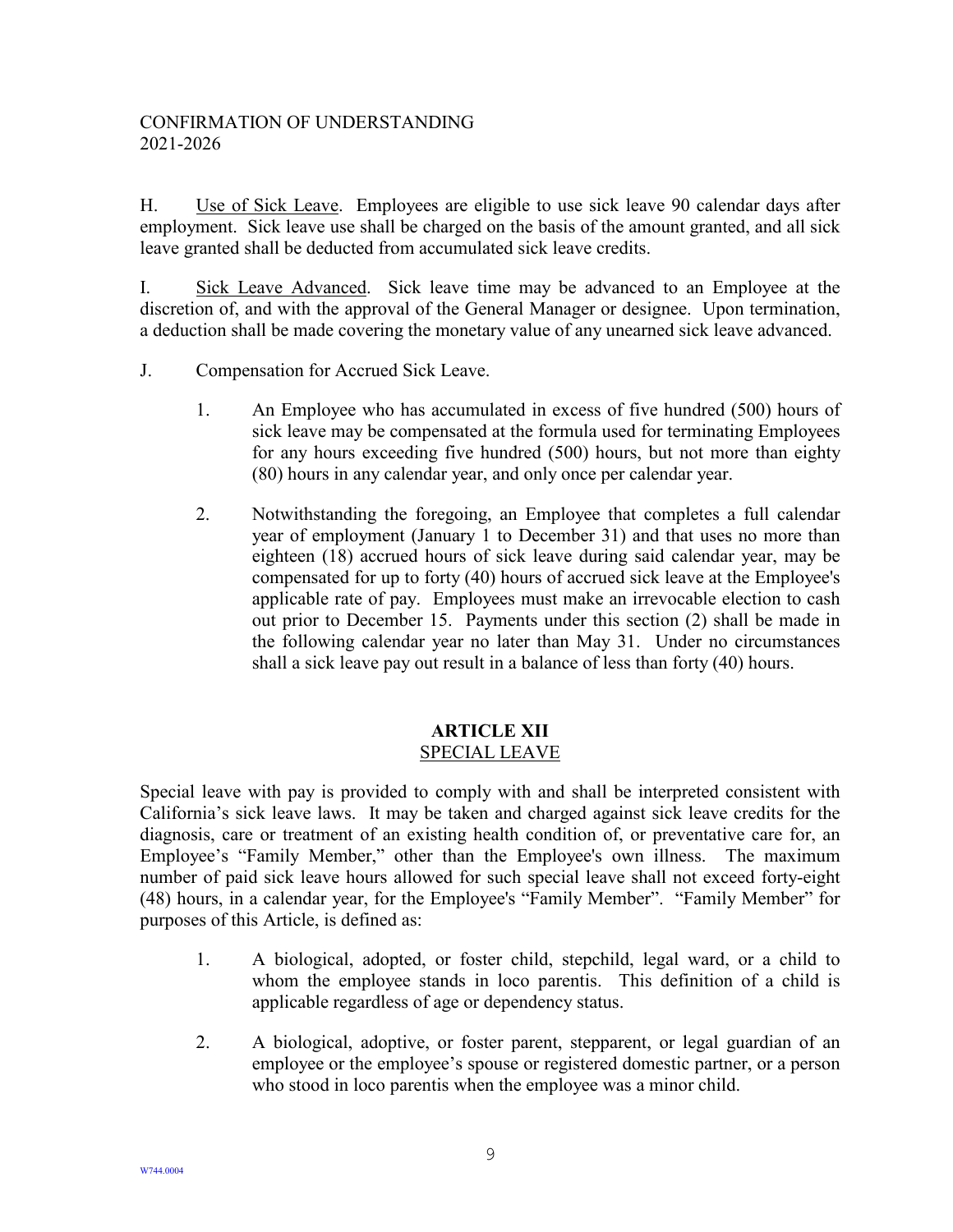H. Use of Sick Leave. Employees are eligible to use sick leave 90 calendar days after employment. Sick leave use shall be charged on the basis of the amount granted, and all sick leave granted shall be deducted from accumulated sick leave credits.

I. Sick Leave Advanced. Sick leave time may be advanced to an Employee at the discretion of, and with the approval of the General Manager or designee. Upon termination, a deduction shall be made covering the monetary value of any unearned sick leave advanced.

J. Compensation for Accrued Sick Leave.

1. An Employee who has accumulated in excess of five hundred (500) hours of sick leave may be compensated at the formula used for terminating Employees for any hours exceeding five hundred (500) hours, but not more than eighty (80) hours in any calendar year, and only once per calendar year.

2. Notwithstanding the foregoing, an Employee that completes a full calendar year of employment (January 1 to December 31) and that uses no more than eighteen (18) accrued hours of sick leave during said calendar year, may be compensated for up to forty (40) hours of accrued sick leave at the Employee's applicable rate of pay. Employees must make an irrevocable election to cash out prior to December 15. Payments under this section (2) shall be made in the following calendar year no later than May 31. Under no circumstances shall a sick leave pay out result in a balance of less than forty (40) hours.

## ARTICLE XII
SPECIAL LEAVE

Special leave with pay is provided to comply with and shall be interpreted consistent with California's sick leave laws. It may be taken and charged against sick leave credits for the diagnosis, care or treatment of an existing health condition of, or preventative care for, an Employee's "Family Member," other than the Employee's own illness. The maximum number of paid sick leave hours allowed for such special leave shall not exceed forty-eight (48) hours, in a calendar year, for the Employee's "Family Member". "Family Member" for purposes of this Article, is defined as:

1. A biological, adopted, or foster child, stepchild, legal ward, or a child to whom the employee stands in loco parentis. This definition of a child is applicable regardless of age or dependency status.

2. A biological, adoptive, or foster parent, stepparent, or legal guardian of an employee or the employee's spouse or registered domestic partner, or a person who stood in loco parentis when the employee was a minor child.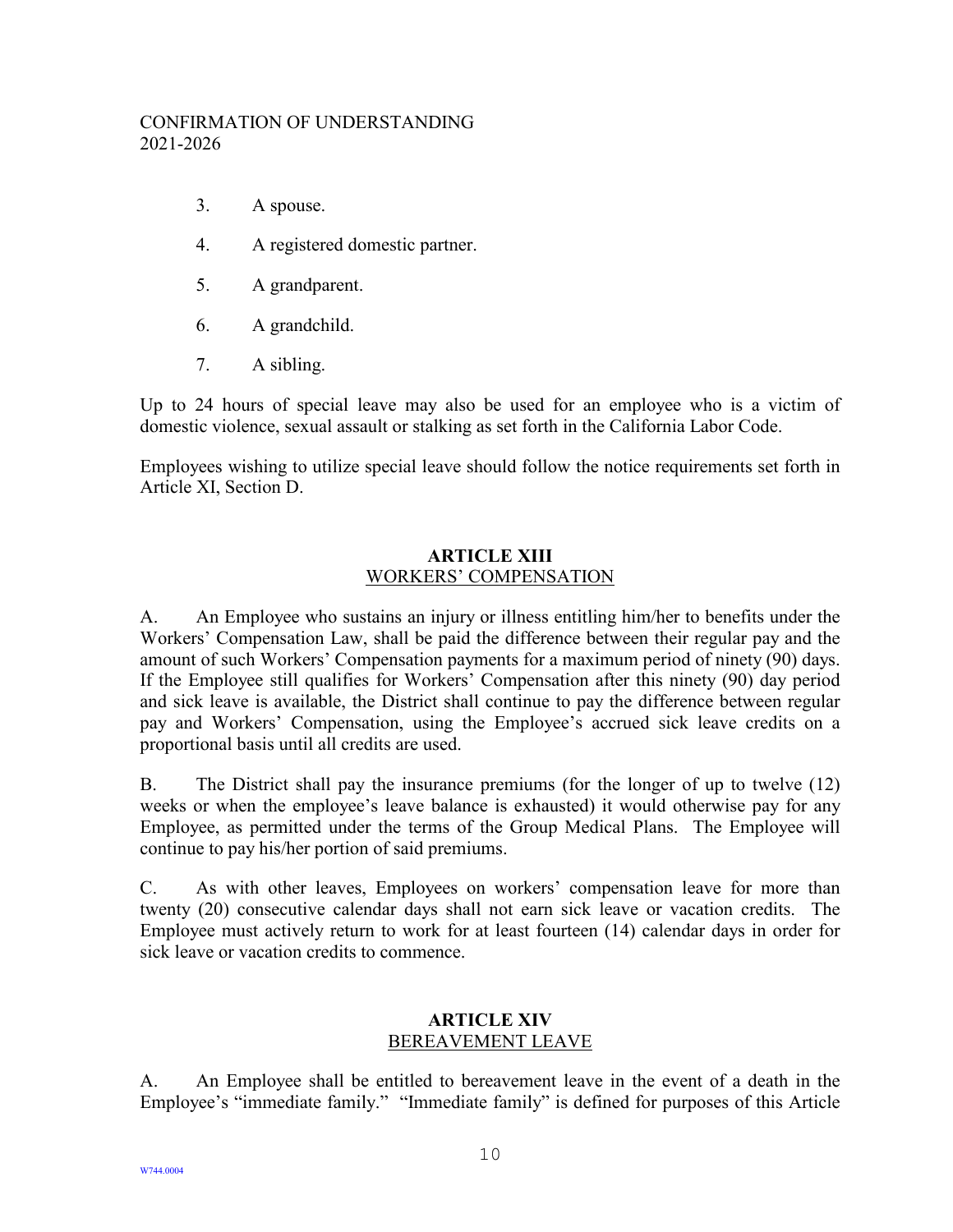3. A spouse.

4. A registered domestic partner.

5. A grandparent.

6. A grandchild.

7. A sibling.

Up to 24 hours of special leave may also be used for an employee who is a victim of domestic violence, sexual assault or stalking as set forth in the California Labor Code.

Employees wishing to utilize special leave should follow the notice requirements set forth in Article XI, Section D.

## ARTICLE XIII
## WORKERS' COMPENSATION

A. An Employee who sustains an injury or illness entitling him/her to benefits under the Workers' Compensation Law, shall be paid the difference between their regular pay and the amount of such Workers' Compensation payments for a maximum period of ninety (90) days. If the Employee still qualifies for Workers' Compensation after this ninety (90) day period and sick leave is available, the District shall continue to pay the difference between regular pay and Workers' Compensation, using the Employee's accrued sick leave credits on a proportional basis until all credits are used.

B. The District shall pay the insurance premiums (for the longer of up to twelve (12) weeks or when the employee's leave balance is exhausted) it would otherwise pay for any Employee, as permitted under the terms of the Group Medical Plans. The Employee will continue to pay his/her portion of said premiums.

C. As with other leaves, Employees on workers' compensation leave for more than twenty (20) consecutive calendar days shall not earn sick leave or vacation credits. The Employee must actively return to work for at least fourteen (14) calendar days in order for sick leave or vacation credits to commence.

## ARTICLE XIV
## BEREAVEMENT LEAVE

A. An Employee shall be entitled to bereavement leave in the event of a death in the Employee's "immediate family." "Immediate family" is defined for purposes of this Article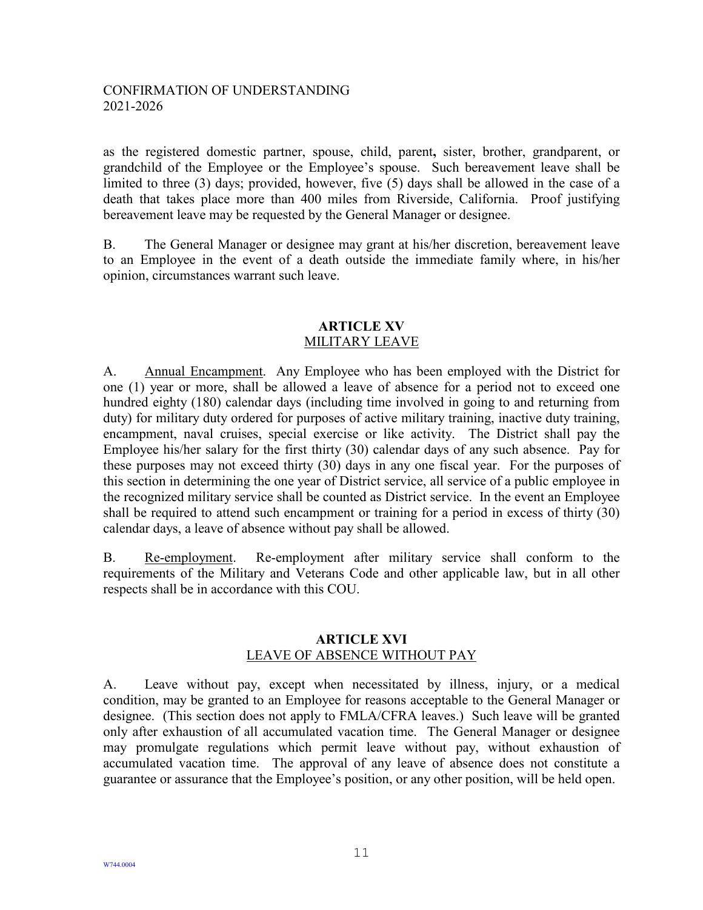as the registered domestic partner, spouse, child, parent**,** sister, brother, grandparent, or grandchild of the Employee or the Employee's spouse. Such bereavement leave shall be limited to three (3) days; provided, however, five (5) days shall be allowed in the case of a death that takes place more than 400 miles from Riverside, California. Proof justifying bereavement leave may be requested by the General Manager or designee.

B. The General Manager or designee may grant at his/her discretion, bereavement leave to an Employee in the event of a death outside the immediate family where, in his/her opinion, circumstances warrant such leave.

## ARTICLE XV
MILITARY LEAVE

A. Annual Encampment. Any Employee who has been employed with the District for one (1) year or more, shall be allowed a leave of absence for a period not to exceed one hundred eighty (180) calendar days (including time involved in going to and returning from duty) for military duty ordered for purposes of active military training, inactive duty training, encampment, naval cruises, special exercise or like activity. The District shall pay the Employee his/her salary for the first thirty (30) calendar days of any such absence. Pay for these purposes may not exceed thirty (30) days in any one fiscal year. For the purposes of this section in determining the one year of District service, all service of a public employee in the recognized military service shall be counted as District service. In the event an Employee shall be required to attend such encampment or training for a period in excess of thirty (30) calendar days, a leave of absence without pay shall be allowed.

B. Re-employment. Re-employment after military service shall conform to the requirements of the Military and Veterans Code and other applicable law, but in all other respects shall be in accordance with this COU.

## ARTICLE XVI
LEAVE OF ABSENCE WITHOUT PAY

A. Leave without pay, except when necessitated by illness, injury, or a medical condition, may be granted to an Employee for reasons acceptable to the General Manager or designee. (This section does not apply to FMLA/CFRA leaves.) Such leave will be granted only after exhaustion of all accumulated vacation time. The General Manager or designee may promulgate regulations which permit leave without pay, without exhaustion of accumulated vacation time. The approval of any leave of absence does not constitute a guarantee or assurance that the Employee's position, or any other position, will be held open.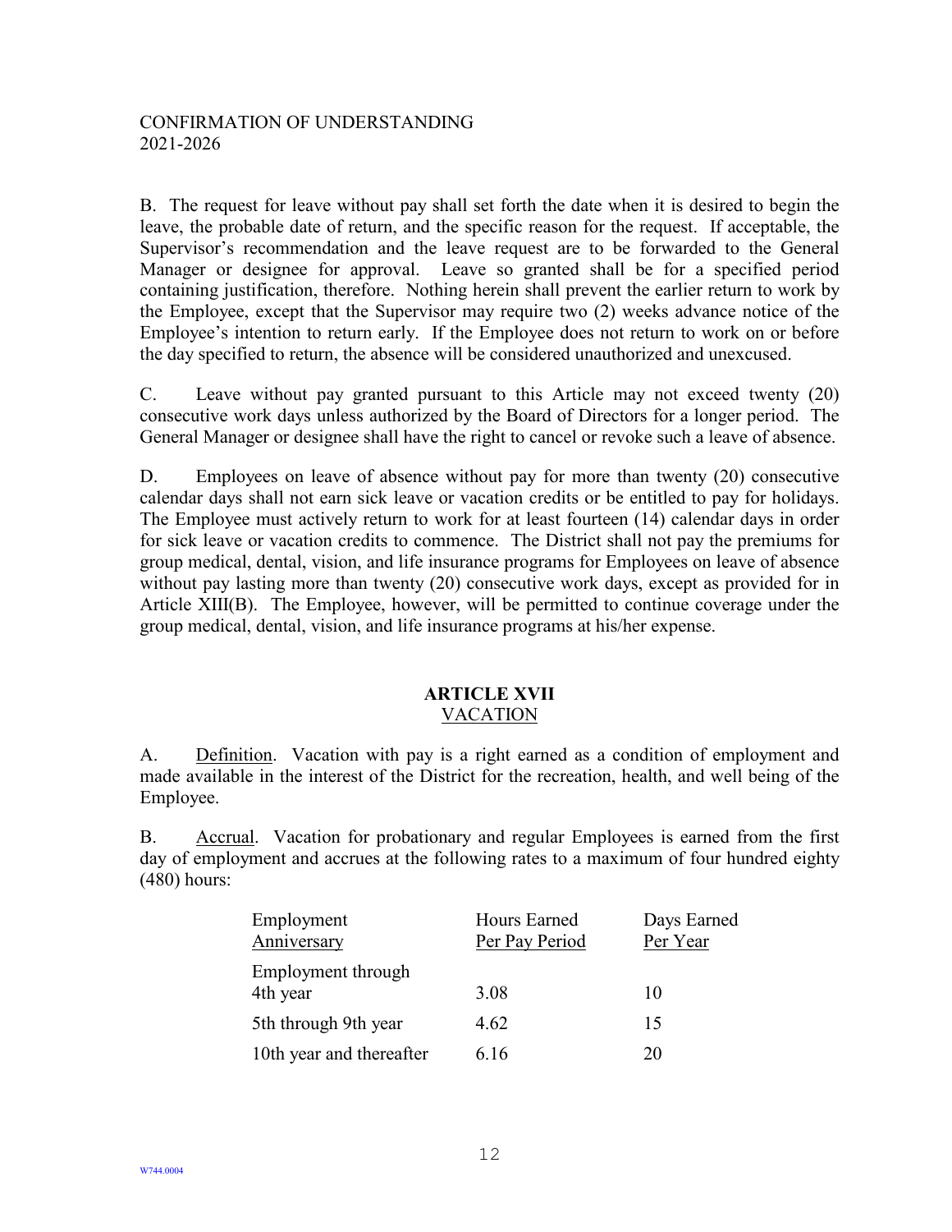B. The request for leave without pay shall set forth the date when it is desired to begin the leave, the probable date of return, and the specific reason for the request. If acceptable, the Supervisor's recommendation and the leave request are to be forwarded to the General Manager or designee for approval. Leave so granted shall be for a specified period containing justification, therefore. Nothing herein shall prevent the earlier return to work by the Employee, except that the Supervisor may require two (2) weeks advance notice of the Employee's intention to return early. If the Employee does not return to work on or before the day specified to return, the absence will be considered unauthorized and unexcused.

C. Leave without pay granted pursuant to this Article may not exceed twenty (20) consecutive work days unless authorized by the Board of Directors for a longer period. The General Manager or designee shall have the right to cancel or revoke such a leave of absence.

D. Employees on leave of absence without pay for more than twenty (20) consecutive calendar days shall not earn sick leave or vacation credits or be entitled to pay for holidays. The Employee must actively return to work for at least fourteen (14) calendar days in order for sick leave or vacation credits to commence. The District shall not pay the premiums for group medical, dental, vision, and life insurance programs for Employees on leave of absence without pay lasting more than twenty (20) consecutive work days, except as provided for in Article XIII(B). The Employee, however, will be permitted to continue coverage under the group medical, dental, vision, and life insurance programs at his/her expense.

## ARTICLE XVII
### VACATION

A. Definition. Vacation with pay is a right earned as a condition of employment and made available in the interest of the District for the recreation, health, and well being of the Employee.

B. Accrual. Vacation for probationary and regular Employees is earned from the first day of employment and accrues at the following rates to a maximum of four hundred eighty (480) hours:

| Employment Anniversary | Hours Earned Per Pay Period | Days Earned Per Year |
|---|---|---|
| Employment through 4th year | 3.08 | 10 |
| 5th through 9th year | 4.62 | 15 |
| 10th year and thereafter | 6.16 | 20 |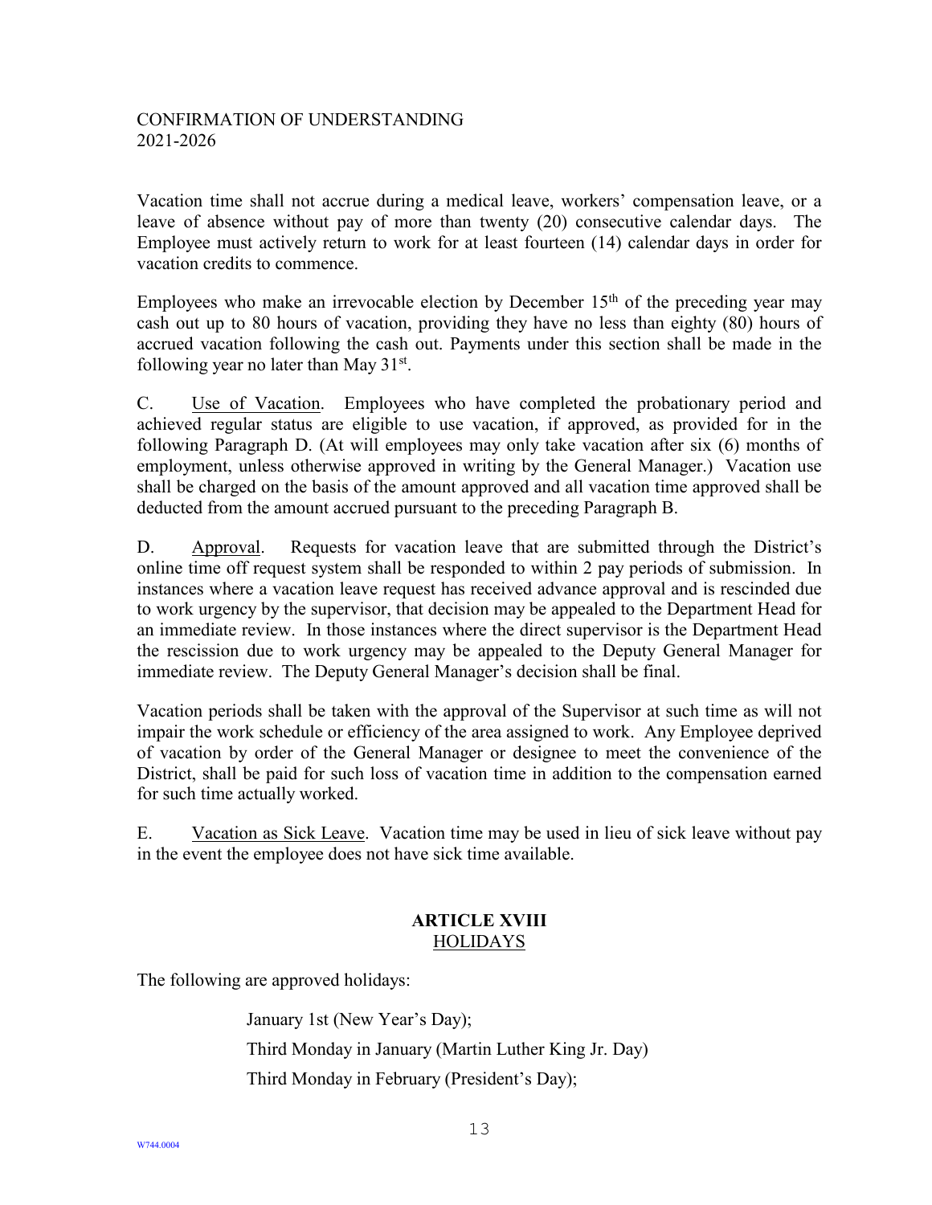Vacation time shall not accrue during a medical leave, workers' compensation leave, or a leave of absence without pay of more than twenty (20) consecutive calendar days. The Employee must actively return to work for at least fourteen (14) calendar days in order for vacation credits to commence.

Employees who make an irrevocable election by December 15th of the preceding year may cash out up to 80 hours of vacation, providing they have no less than eighty (80) hours of accrued vacation following the cash out. Payments under this section shall be made in the following year no later than May 31st.

C. Use of Vacation. Employees who have completed the probationary period and achieved regular status are eligible to use vacation, if approved, as provided for in the following Paragraph D. (At will employees may only take vacation after six (6) months of employment, unless otherwise approved in writing by the General Manager.) Vacation use shall be charged on the basis of the amount approved and all vacation time approved shall be deducted from the amount accrued pursuant to the preceding Paragraph B.

D. Approval. Requests for vacation leave that are submitted through the District's online time off request system shall be responded to within 2 pay periods of submission. In instances where a vacation leave request has received advance approval and is rescinded due to work urgency by the supervisor, that decision may be appealed to the Department Head for an immediate review. In those instances where the direct supervisor is the Department Head the rescission due to work urgency may be appealed to the Deputy General Manager for immediate review. The Deputy General Manager's decision shall be final.

Vacation periods shall be taken with the approval of the Supervisor at such time as will not impair the work schedule or efficiency of the area assigned to work. Any Employee deprived of vacation by order of the General Manager or designee to meet the convenience of the District, shall be paid for such loss of vacation time in addition to the compensation earned for such time actually worked.

E. Vacation as Sick Leave. Vacation time may be used in lieu of sick leave without pay in the event the employee does not have sick time available.

## ARTICLE XVIII
### HOLIDAYS

The following are approved holidays:

January 1st (New Year's Day);

Third Monday in January (Martin Luther King Jr. Day)

Third Monday in February (President's Day);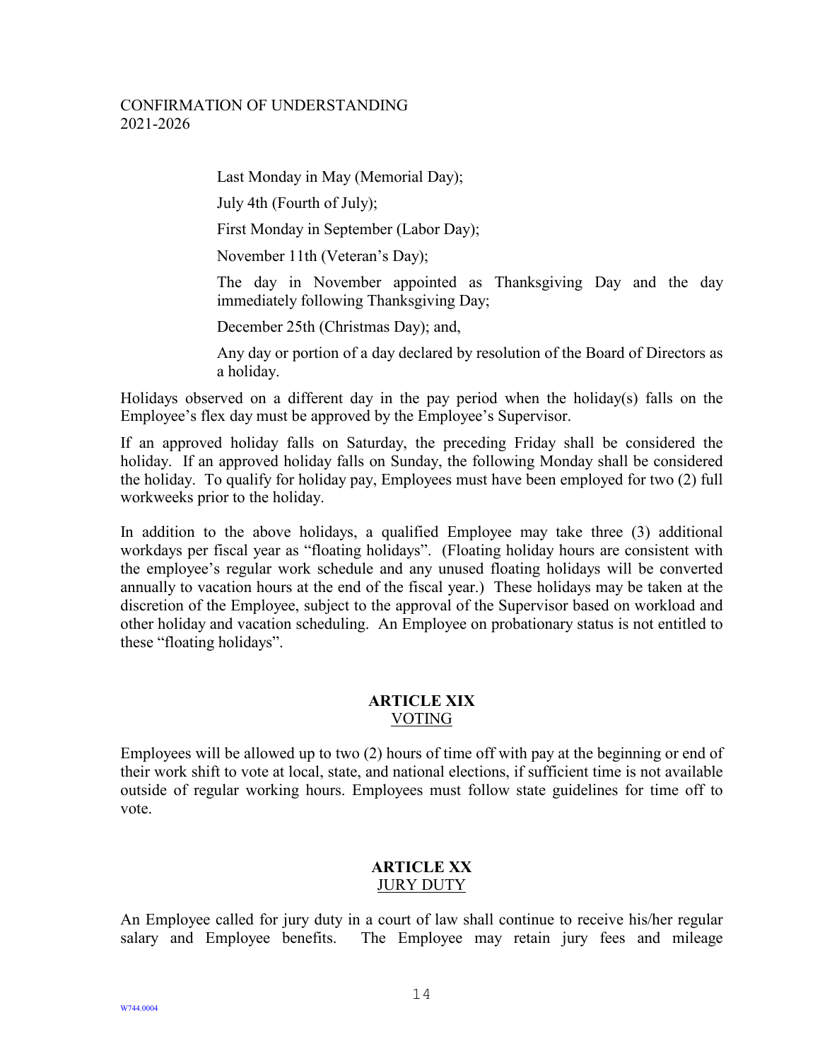Last Monday in May (Memorial Day);

July 4th (Fourth of July);

First Monday in September (Labor Day);

November 11th (Veteran's Day);

The day in November appointed as Thanksgiving Day and the day immediately following Thanksgiving Day;

December 25th (Christmas Day); and,

Any day or portion of a day declared by resolution of the Board of Directors as a holiday.

Holidays observed on a different day in the pay period when the holiday(s) falls on the Employee's flex day must be approved by the Employee's Supervisor.

If an approved holiday falls on Saturday, the preceding Friday shall be considered the holiday. If an approved holiday falls on Sunday, the following Monday shall be considered the holiday. To qualify for holiday pay, Employees must have been employed for two (2) full workweeks prior to the holiday.

In addition to the above holidays, a qualified Employee may take three (3) additional workdays per fiscal year as "floating holidays". (Floating holiday hours are consistent with the employee's regular work schedule and any unused floating holidays will be converted annually to vacation hours at the end of the fiscal year.) These holidays may be taken at the discretion of the Employee, subject to the approval of the Supervisor based on workload and other holiday and vacation scheduling. An Employee on probationary status is not entitled to these "floating holidays".

## ARTICLE XIX
### VOTING

Employees will be allowed up to two (2) hours of time off with pay at the beginning or end of their work shift to vote at local, state, and national elections, if sufficient time is not available outside of regular working hours. Employees must follow state guidelines for time off to vote.

## ARTICLE XX
### JURY DUTY

An Employee called for jury duty in a court of law shall continue to receive his/her regular salary and Employee benefits. The Employee may retain jury fees and mileage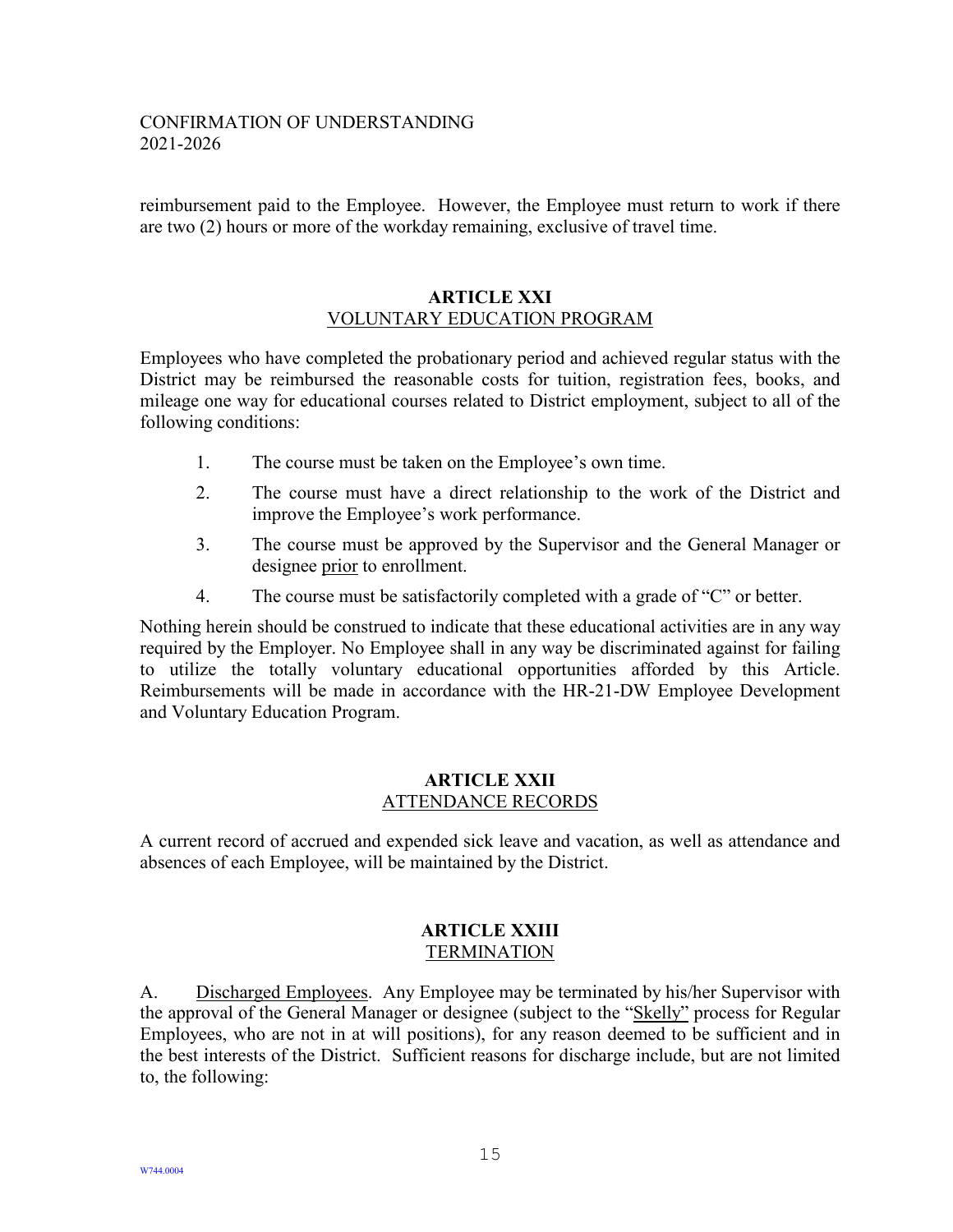reimbursement paid to the Employee. However, the Employee must return to work if there are two (2) hours or more of the workday remaining, exclusive of travel time.

## ARTICLE XXI
VOLUNTARY EDUCATION PROGRAM

Employees who have completed the probationary period and achieved regular status with the District may be reimbursed the reasonable costs for tuition, registration fees, books, and mileage one way for educational courses related to District employment, subject to all of the following conditions:

1. The course must be taken on the Employee's own time.
2. The course must have a direct relationship to the work of the District and improve the Employee's work performance.
3. The course must be approved by the Supervisor and the General Manager or designee prior to enrollment.
4. The course must be satisfactorily completed with a grade of "C" or better.

Nothing herein should be construed to indicate that these educational activities are in any way required by the Employer. No Employee shall in any way be discriminated against for failing to utilize the totally voluntary educational opportunities afforded by this Article. Reimbursements will be made in accordance with the HR-21-DW Employee Development and Voluntary Education Program.

## ARTICLE XXII
ATTENDANCE RECORDS

A current record of accrued and expended sick leave and vacation, as well as attendance and absences of each Employee, will be maintained by the District.

## ARTICLE XXIII
TERMINATION

A. Discharged Employees. Any Employee may be terminated by his/her Supervisor with the approval of the General Manager or designee (subject to the "Skelly" process for Regular Employees, who are not in at will positions), for any reason deemed to be sufficient and in the best interests of the District. Sufficient reasons for discharge include, but are not limited to, the following: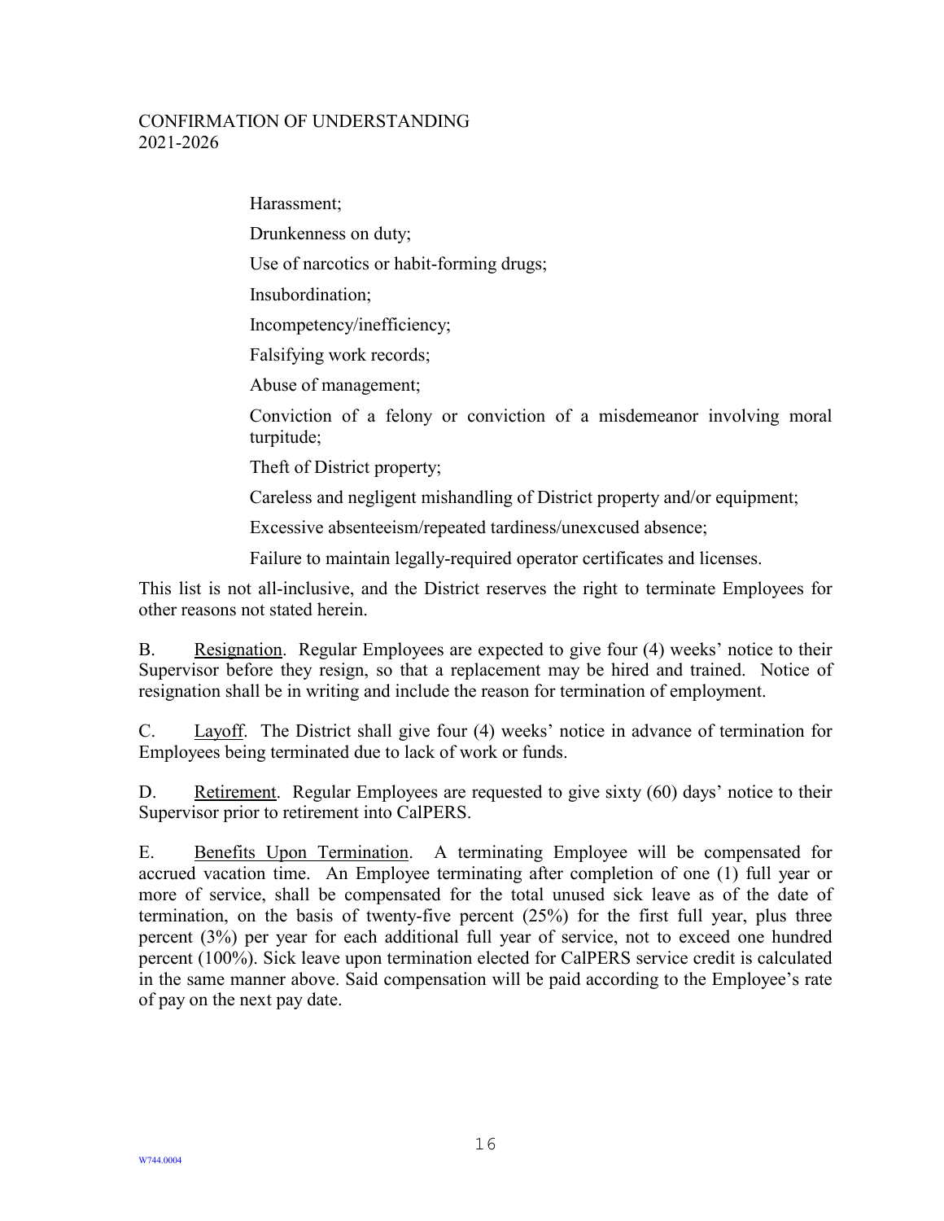Harassment;

Drunkenness on duty;

Use of narcotics or habit-forming drugs;

Insubordination;

Incompetency/inefficiency;

Falsifying work records;

Abuse of management;

Conviction of a felony or conviction of a misdemeanor involving moral turpitude;

Theft of District property;

Careless and negligent mishandling of District property and/or equipment;

Excessive absenteeism/repeated tardiness/unexcused absence;

Failure to maintain legally-required operator certificates and licenses.

This list is not all-inclusive, and the District reserves the right to terminate Employees for other reasons not stated herein.

B. Resignation. Regular Employees are expected to give four (4) weeks' notice to their Supervisor before they resign, so that a replacement may be hired and trained. Notice of resignation shall be in writing and include the reason for termination of employment.

C. Layoff. The District shall give four (4) weeks' notice in advance of termination for Employees being terminated due to lack of work or funds.

D. Retirement. Regular Employees are requested to give sixty (60) days' notice to their Supervisor prior to retirement into CalPERS.

E. Benefits Upon Termination. A terminating Employee will be compensated for accrued vacation time. An Employee terminating after completion of one (1) full year or more of service, shall be compensated for the total unused sick leave as of the date of termination, on the basis of twenty-five percent (25%) for the first full year, plus three percent (3%) per year for each additional full year of service, not to exceed one hundred percent (100%). Sick leave upon termination elected for CalPERS service credit is calculated in the same manner above. Said compensation will be paid according to the Employee's rate of pay on the next pay date.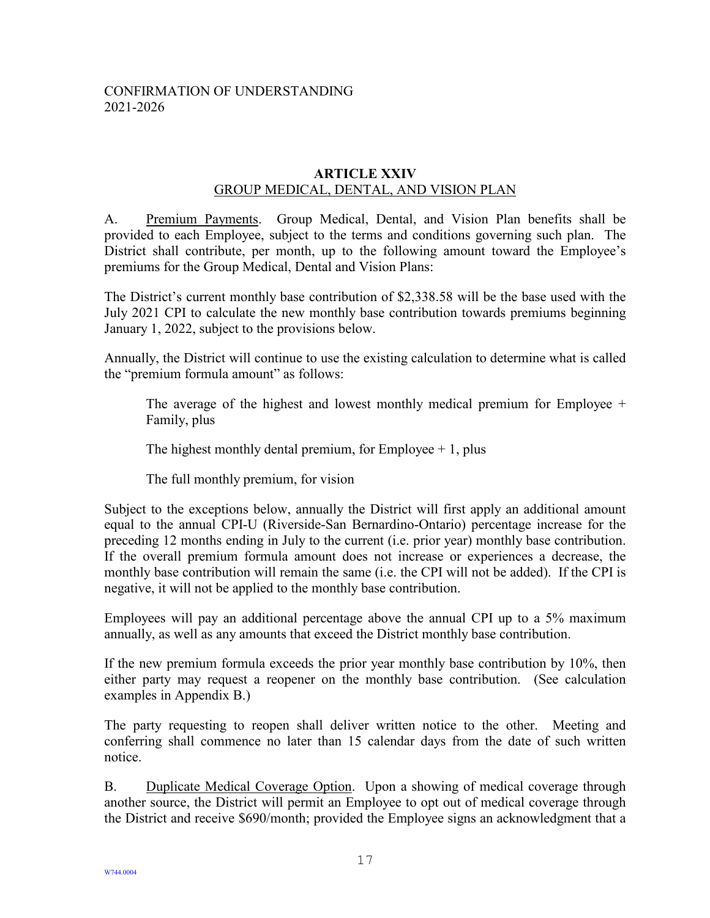CONFIRMATION OF UNDERSTANDING
2021-2026

## ARTICLE XXIV
### GROUP MEDICAL, DENTAL, AND VISION PLAN

A. Premium Payments. Group Medical, Dental, and Vision Plan benefits shall be provided to each Employee, subject to the terms and conditions governing such plan. The District shall contribute, per month, up to the following amount toward the Employee's premiums for the Group Medical, Dental and Vision Plans:

The District's current monthly base contribution of $2,338.58 will be the base used with the July 2021 CPI to calculate the new monthly base contribution towards premiums beginning January 1, 2022, subject to the provisions below.

Annually, the District will continue to use the existing calculation to determine what is called the "premium formula amount" as follows:

> The average of the highest and lowest monthly medical premium for Employee + Family, plus
>
> The highest monthly dental premium, for Employee + 1, plus
>
> The full monthly premium, for vision

Subject to the exceptions below, annually the District will first apply an additional amount equal to the annual CPI-U (Riverside-San Bernardino-Ontario) percentage increase for the preceding 12 months ending in July to the current (i.e. prior year) monthly base contribution. If the overall premium formula amount does not increase or experiences a decrease, the monthly base contribution will remain the same (i.e. the CPI will not be added). If the CPI is negative, it will not be applied to the monthly base contribution.

Employees will pay an additional percentage above the annual CPI up to a 5% maximum annually, as well as any amounts that exceed the District monthly base contribution.

If the new premium formula exceeds the prior year monthly base contribution by 10%, then either party may request a reopener on the monthly base contribution. (See calculation examples in Appendix B.)

The party requesting to reopen shall deliver written notice to the other. Meeting and conferring shall commence no later than 15 calendar days from the date of such written notice.

B. Duplicate Medical Coverage Option. Upon a showing of medical coverage through another source, the District will permit an Employee to opt out of medical coverage through the District and receive $690/month; provided the Employee signs an acknowledgment that a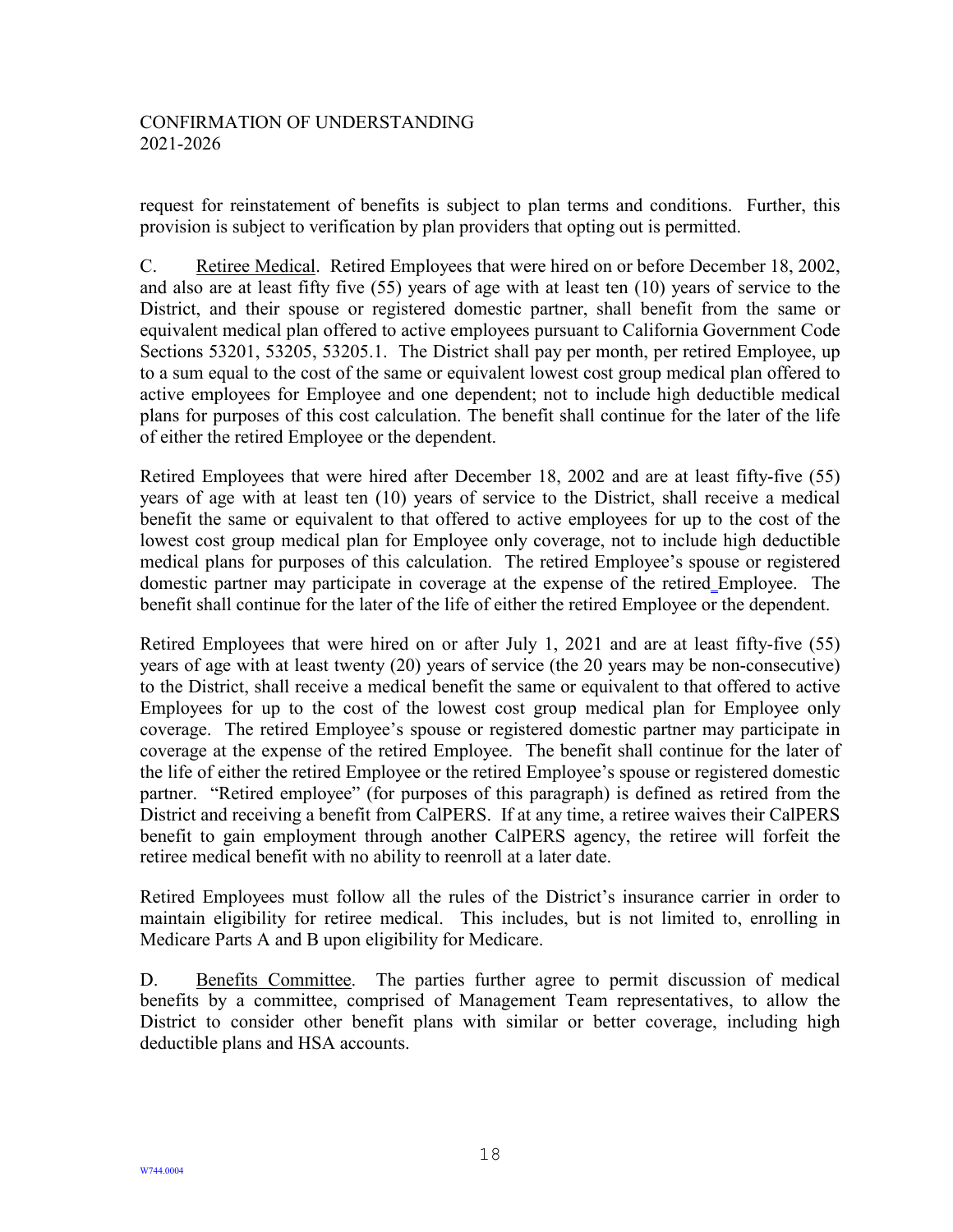request for reinstatement of benefits is subject to plan terms and conditions. Further, this provision is subject to verification by plan providers that opting out is permitted.

C. Retiree Medical. Retired Employees that were hired on or before December 18, 2002, and also are at least fifty five (55) years of age with at least ten (10) years of service to the District, and their spouse or registered domestic partner, shall benefit from the same or equivalent medical plan offered to active employees pursuant to California Government Code Sections 53201, 53205, 53205.1. The District shall pay per month, per retired Employee, up to a sum equal to the cost of the same or equivalent lowest cost group medical plan offered to active employees for Employee and one dependent; not to include high deductible medical plans for purposes of this cost calculation. The benefit shall continue for the later of the life of either the retired Employee or the dependent.

Retired Employees that were hired after December 18, 2002 and are at least fifty-five (55) years of age with at least ten (10) years of service to the District, shall receive a medical benefit the same or equivalent to that offered to active employees for up to the cost of the lowest cost group medical plan for Employee only coverage, not to include high deductible medical plans for purposes of this calculation. The retired Employee's spouse or registered domestic partner may participate in coverage at the expense of the retired Employee. The benefit shall continue for the later of the life of either the retired Employee or the dependent.

Retired Employees that were hired on or after July 1, 2021 and are at least fifty-five (55) years of age with at least twenty (20) years of service (the 20 years may be non-consecutive) to the District, shall receive a medical benefit the same or equivalent to that offered to active Employees for up to the cost of the lowest cost group medical plan for Employee only coverage. The retired Employee's spouse or registered domestic partner may participate in coverage at the expense of the retired Employee. The benefit shall continue for the later of the life of either the retired Employee or the retired Employee's spouse or registered domestic partner. "Retired employee" (for purposes of this paragraph) is defined as retired from the District and receiving a benefit from CalPERS. If at any time, a retiree waives their CalPERS benefit to gain employment through another CalPERS agency, the retiree will forfeit the retiree medical benefit with no ability to reenroll at a later date.

Retired Employees must follow all the rules of the District's insurance carrier in order to maintain eligibility for retiree medical. This includes, but is not limited to, enrolling in Medicare Parts A and B upon eligibility for Medicare.

D. Benefits Committee. The parties further agree to permit discussion of medical benefits by a committee, comprised of Management Team representatives, to allow the District to consider other benefit plans with similar or better coverage, including high deductible plans and HSA accounts.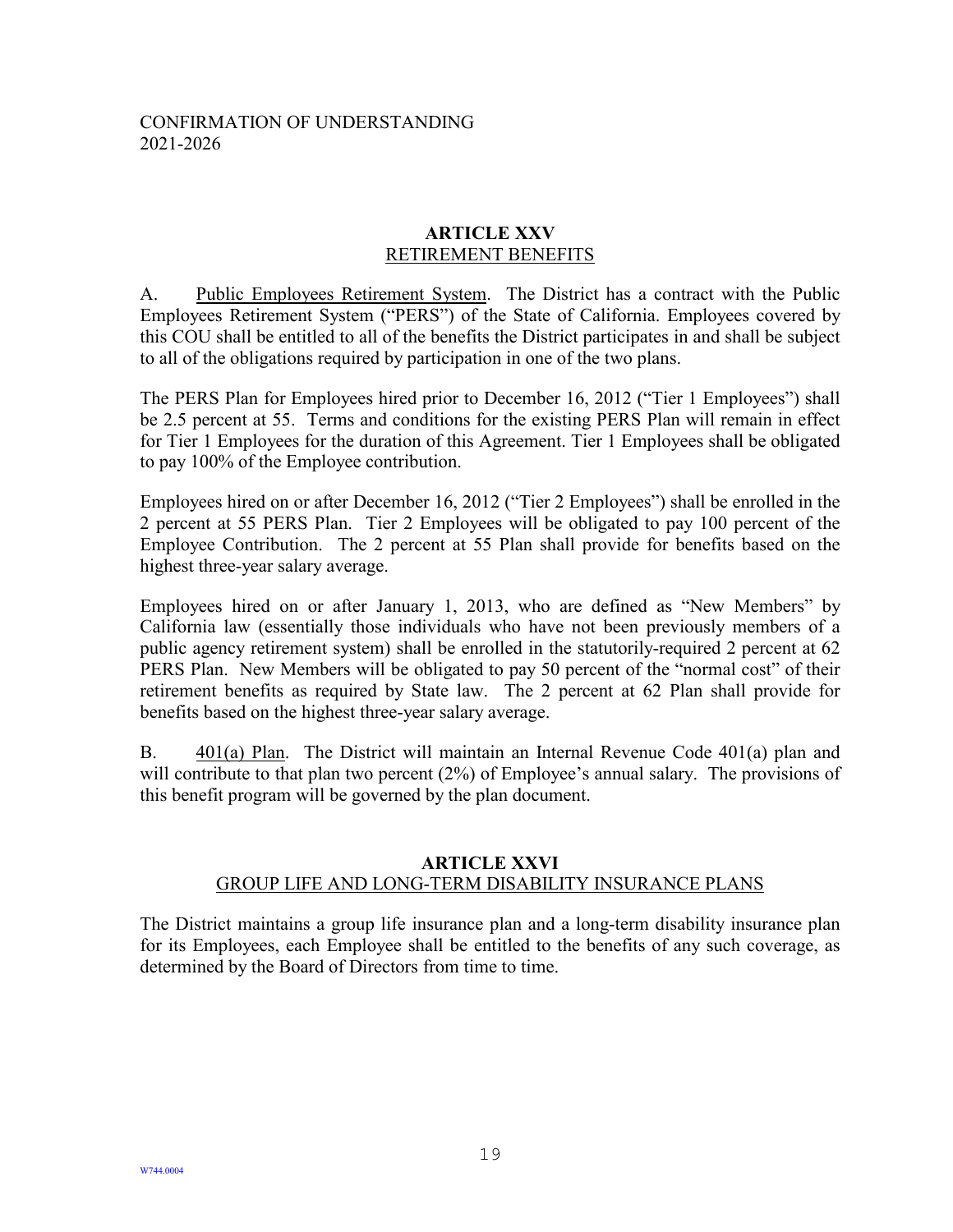## ARTICLE XXV

RETIREMENT BENEFITS

A. Public Employees Retirement System. The District has a contract with the Public Employees Retirement System ("PERS") of the State of California. Employees covered by this COU shall be entitled to all of the benefits the District participates in and shall be subject to all of the obligations required by participation in one of the two plans.

The PERS Plan for Employees hired prior to December 16, 2012 ("Tier 1 Employees") shall be 2.5 percent at 55. Terms and conditions for the existing PERS Plan will remain in effect for Tier 1 Employees for the duration of this Agreement. Tier 1 Employees shall be obligated to pay 100% of the Employee contribution.

Employees hired on or after December 16, 2012 ("Tier 2 Employees") shall be enrolled in the 2 percent at 55 PERS Plan. Tier 2 Employees will be obligated to pay 100 percent of the Employee Contribution. The 2 percent at 55 Plan shall provide for benefits based on the highest three-year salary average.

Employees hired on or after January 1, 2013, who are defined as "New Members" by California law (essentially those individuals who have not been previously members of a public agency retirement system) shall be enrolled in the statutorily-required 2 percent at 62 PERS Plan. New Members will be obligated to pay 50 percent of the "normal cost" of their retirement benefits as required by State law. The 2 percent at 62 Plan shall provide for benefits based on the highest three-year salary average.

B. 401(a) Plan. The District will maintain an Internal Revenue Code 401(a) plan and will contribute to that plan two percent (2%) of Employee's annual salary. The provisions of this benefit program will be governed by the plan document.

## ARTICLE XXVI

GROUP LIFE AND LONG-TERM DISABILITY INSURANCE PLANS

The District maintains a group life insurance plan and a long-term disability insurance plan for its Employees, each Employee shall be entitled to the benefits of any such coverage, as determined by the Board of Directors from time to time.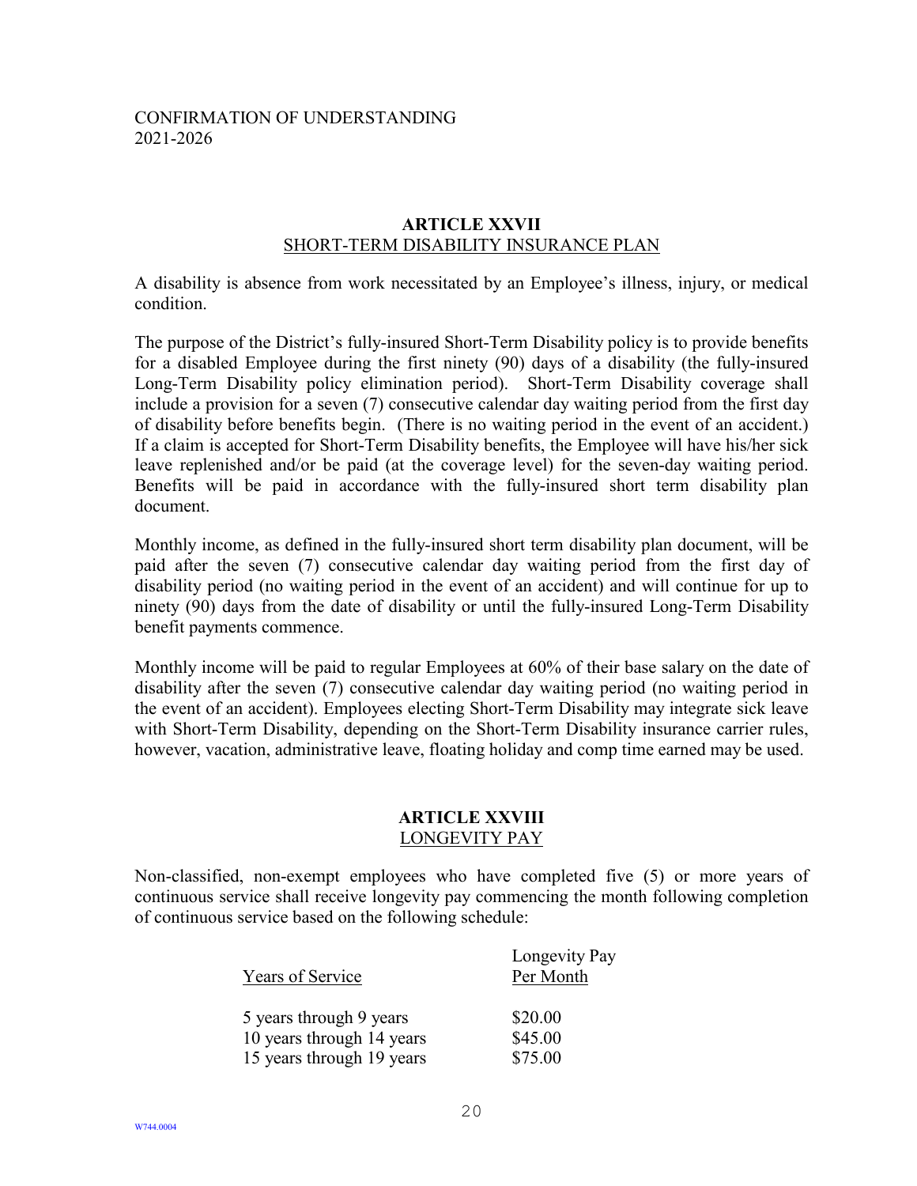CONFIRMATION OF UNDERSTANDING
2021-2026

## ARTICLE XXVII
SHORT-TERM DISABILITY INSURANCE PLAN

A disability is absence from work necessitated by an Employee's illness, injury, or medical condition.

The purpose of the District's fully-insured Short-Term Disability policy is to provide benefits for a disabled Employee during the first ninety (90) days of a disability (the fully-insured Long-Term Disability policy elimination period). Short-Term Disability coverage shall include a provision for a seven (7) consecutive calendar day waiting period from the first day of disability before benefits begin. (There is no waiting period in the event of an accident.) If a claim is accepted for Short-Term Disability benefits, the Employee will have his/her sick leave replenished and/or be paid (at the coverage level) for the seven-day waiting period. Benefits will be paid in accordance with the fully-insured short term disability plan document.

Monthly income, as defined in the fully-insured short term disability plan document, will be paid after the seven (7) consecutive calendar day waiting period from the first day of disability period (no waiting period in the event of an accident) and will continue for up to ninety (90) days from the date of disability or until the fully-insured Long-Term Disability benefit payments commence.

Monthly income will be paid to regular Employees at 60% of their base salary on the date of disability after the seven (7) consecutive calendar day waiting period (no waiting period in the event of an accident). Employees electing Short-Term Disability may integrate sick leave with Short-Term Disability, depending on the Short-Term Disability insurance carrier rules, however, vacation, administrative leave, floating holiday and comp time earned may be used.

## ARTICLE XXVIII
LONGEVITY PAY

Non-classified, non-exempt employees who have completed five (5) or more years of continuous service shall receive longevity pay commencing the month following completion of continuous service based on the following schedule:

| Years of Service | Longevity Pay Per Month |
|---|---|
| 5 years through 9 years | \$20.00 |
| 10 years through 14 years | \$45.00 |
| 15 years through 19 years | \$75.00 |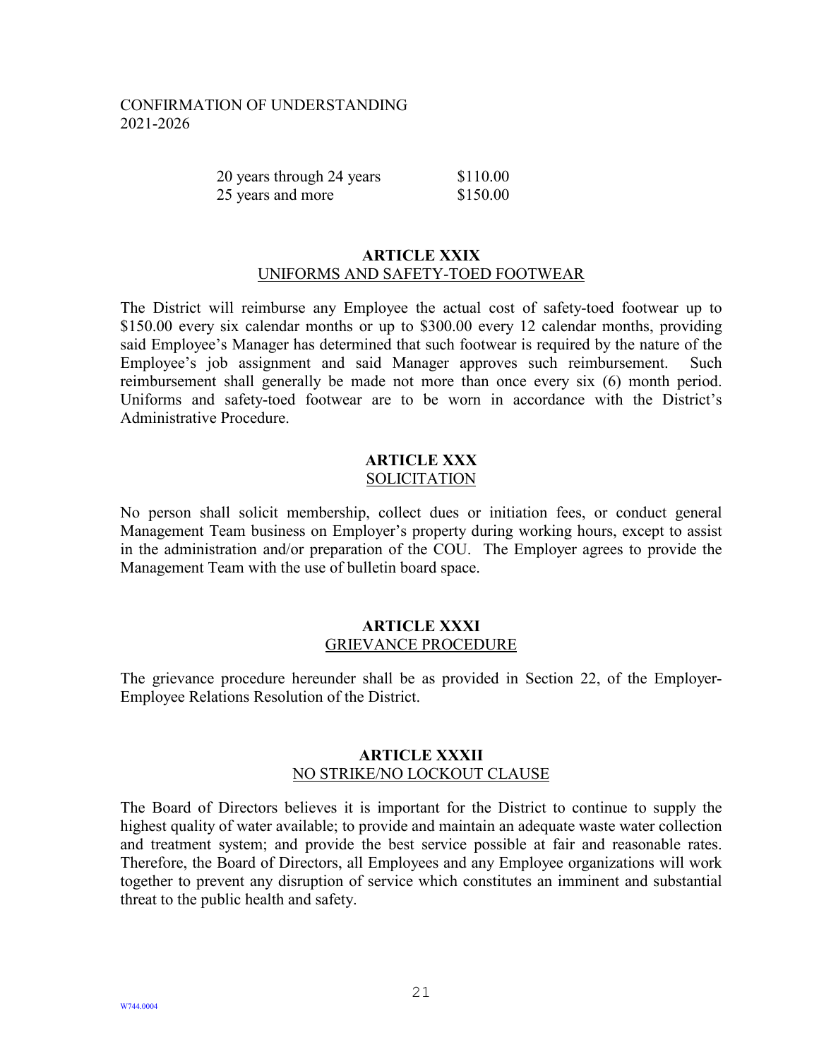| | |
|---|---|
| 20 years through 24 years | \$110.00 |
| 25 years and more | \$150.00 |

## ARTICLE XXIX
UNIFORMS AND SAFETY-TOED FOOTWEAR

The District will reimburse any Employee the actual cost of safety-toed footwear up to \$150.00 every six calendar months or up to \$300.00 every 12 calendar months, providing said Employee's Manager has determined that such footwear is required by the nature of the Employee's job assignment and said Manager approves such reimbursement. Such reimbursement shall generally be made not more than once every six (6) month period. Uniforms and safety-toed footwear are to be worn in accordance with the District's Administrative Procedure.

## ARTICLE XXX
SOLICITATION

No person shall solicit membership, collect dues or initiation fees, or conduct general Management Team business on Employer's property during working hours, except to assist in the administration and/or preparation of the COU. The Employer agrees to provide the Management Team with the use of bulletin board space.

## ARTICLE XXXI
GRIEVANCE PROCEDURE

The grievance procedure hereunder shall be as provided in Section 22, of the Employer-Employee Relations Resolution of the District.

## ARTICLE XXXII
NO STRIKE/NO LOCKOUT CLAUSE

The Board of Directors believes it is important for the District to continue to supply the highest quality of water available; to provide and maintain an adequate waste water collection and treatment system; and provide the best service possible at fair and reasonable rates. Therefore, the Board of Directors, all Employees and any Employee organizations will work together to prevent any disruption of service which constitutes an imminent and substantial threat to the public health and safety.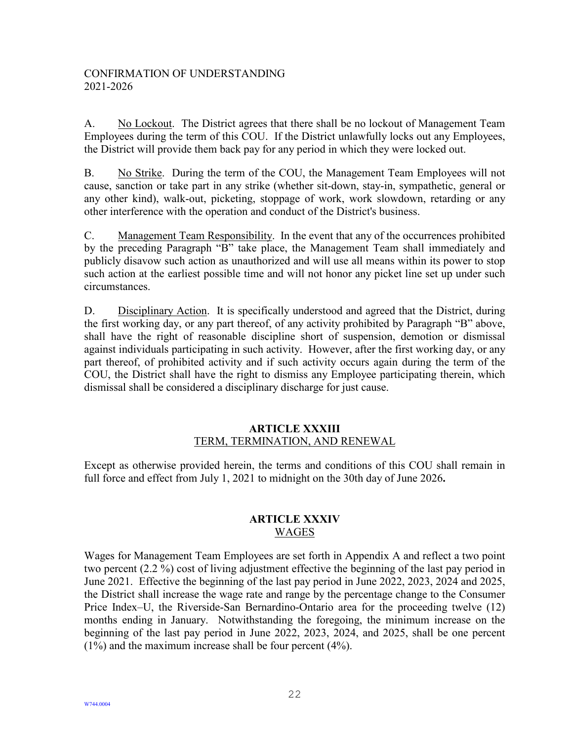CONFIRMATION OF UNDERSTANDING
2021-2026

A. No Lockout. The District agrees that there shall be no lockout of Management Team Employees during the term of this COU. If the District unlawfully locks out any Employees, the District will provide them back pay for any period in which they were locked out.

B. No Strike. During the term of the COU, the Management Team Employees will not cause, sanction or take part in any strike (whether sit-down, stay-in, sympathetic, general or any other kind), walk-out, picketing, stoppage of work, work slowdown, retarding or any other interference with the operation and conduct of the District's business.

C. Management Team Responsibility. In the event that any of the occurrences prohibited by the preceding Paragraph "B" take place, the Management Team shall immediately and publicly disavow such action as unauthorized and will use all means within its power to stop such action at the earliest possible time and will not honor any picket line set up under such circumstances.

D. Disciplinary Action. It is specifically understood and agreed that the District, during the first working day, or any part thereof, of any activity prohibited by Paragraph "B" above, shall have the right of reasonable discipline short of suspension, demotion or dismissal against individuals participating in such activity. However, after the first working day, or any part thereof, of prohibited activity and if such activity occurs again during the term of the COU, the District shall have the right to dismiss any Employee participating therein, which dismissal shall be considered a disciplinary discharge for just cause.

## ARTICLE XXXIII
TERM, TERMINATION, AND RENEWAL

Except as otherwise provided herein, the terms and conditions of this COU shall remain in full force and effect from July 1, 2021 to midnight on the 30th day of June 2026**.**

## ARTICLE XXXIV
WAGES

Wages for Management Team Employees are set forth in Appendix A and reflect a two point two percent (2.2 %) cost of living adjustment effective the beginning of the last pay period in June 2021. Effective the beginning of the last pay period in June 2022, 2023, 2024 and 2025, the District shall increase the wage rate and range by the percentage change to the Consumer Price Index–U, the Riverside-San Bernardino-Ontario area for the proceeding twelve (12) months ending in January. Notwithstanding the foregoing, the minimum increase on the beginning of the last pay period in June 2022, 2023, 2024, and 2025, shall be one percent (1%) and the maximum increase shall be four percent (4%).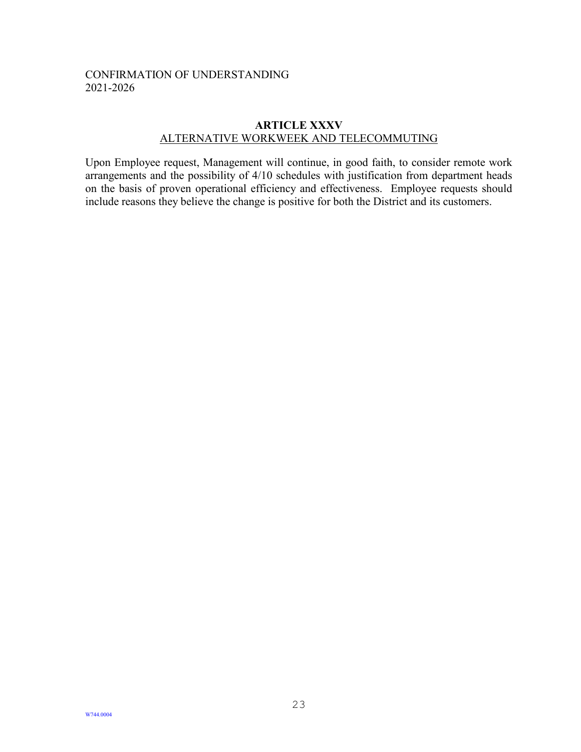CONFIRMATION OF UNDERSTANDING
2021-2026

## ARTICLE XXXV

ALTERNATIVE WORKWEEK AND TELECOMMUTING

Upon Employee request, Management will continue, in good faith, to consider remote work arrangements and the possibility of 4/10 schedules with justification from department heads on the basis of proven operational efficiency and effectiveness. Employee requests should include reasons they believe the change is positive for both the District and its customers.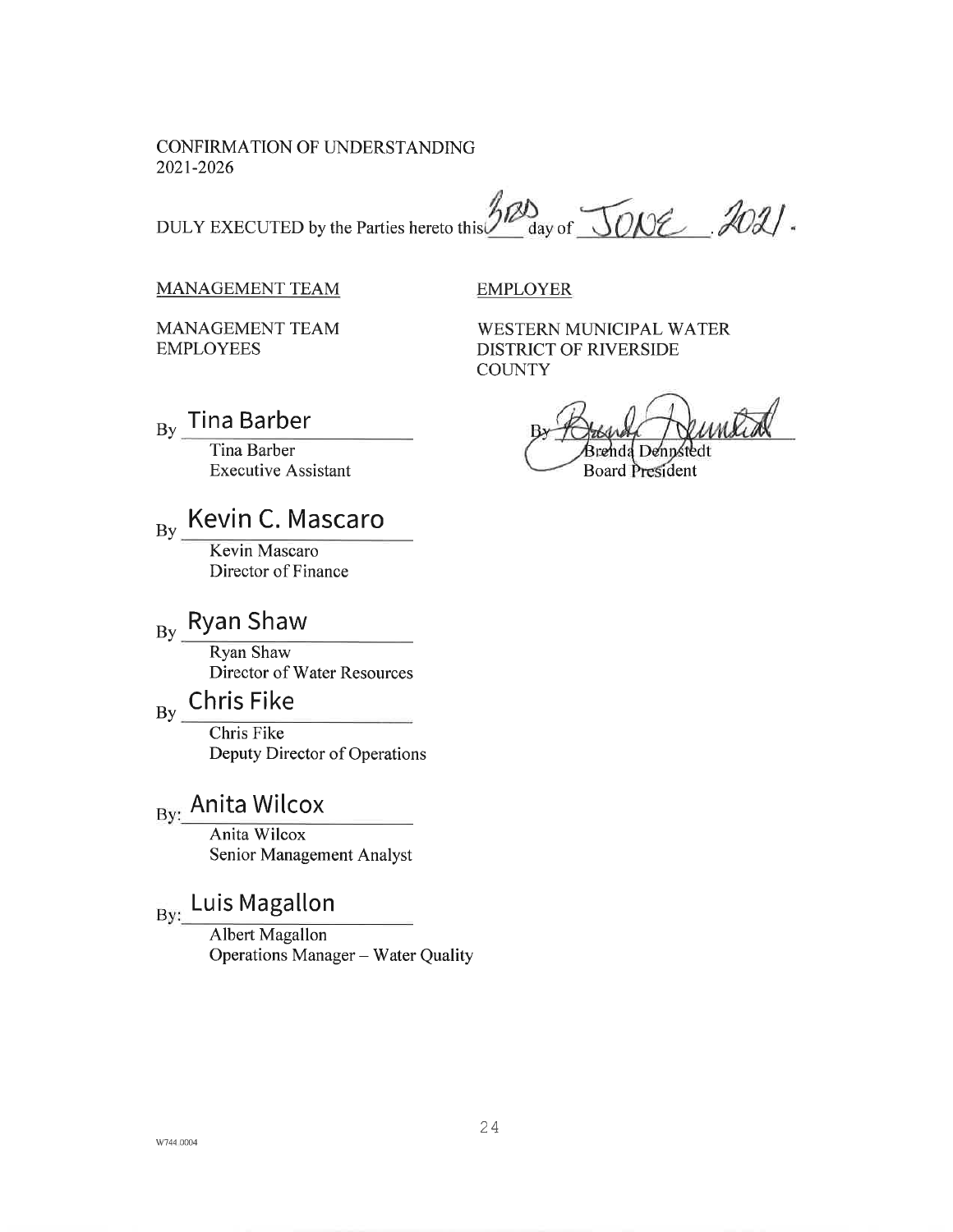CONFIRMATION OF UNDERSTANDING
2021-2026

DULY EXECUTED by the Parties hereto this 3RD day of JUNE, 2021.

MANAGEMENT TEAM

MANAGEMENT TEAM EMPLOYEES

By Tina Barber
Tina Barber
Executive Assistant

By Kevin C. Mascaro
Kevin Mascaro
Director of Finance

By Ryan Shaw
Ryan Shaw
Director of Water Resources

By Chris Fike
Chris Fike
Deputy Director of Operations

By: Anita Wilcox
Anita Wilcox
Senior Management Analyst

By: Luis Magallon
Albert Magallon
Operations Manager – Water Quality

EMPLOYER

WESTERN MUNICIPAL WATER DISTRICT OF RIVERSIDE COUNTY

By
Brenda Dennstedt
Board President

W744.0004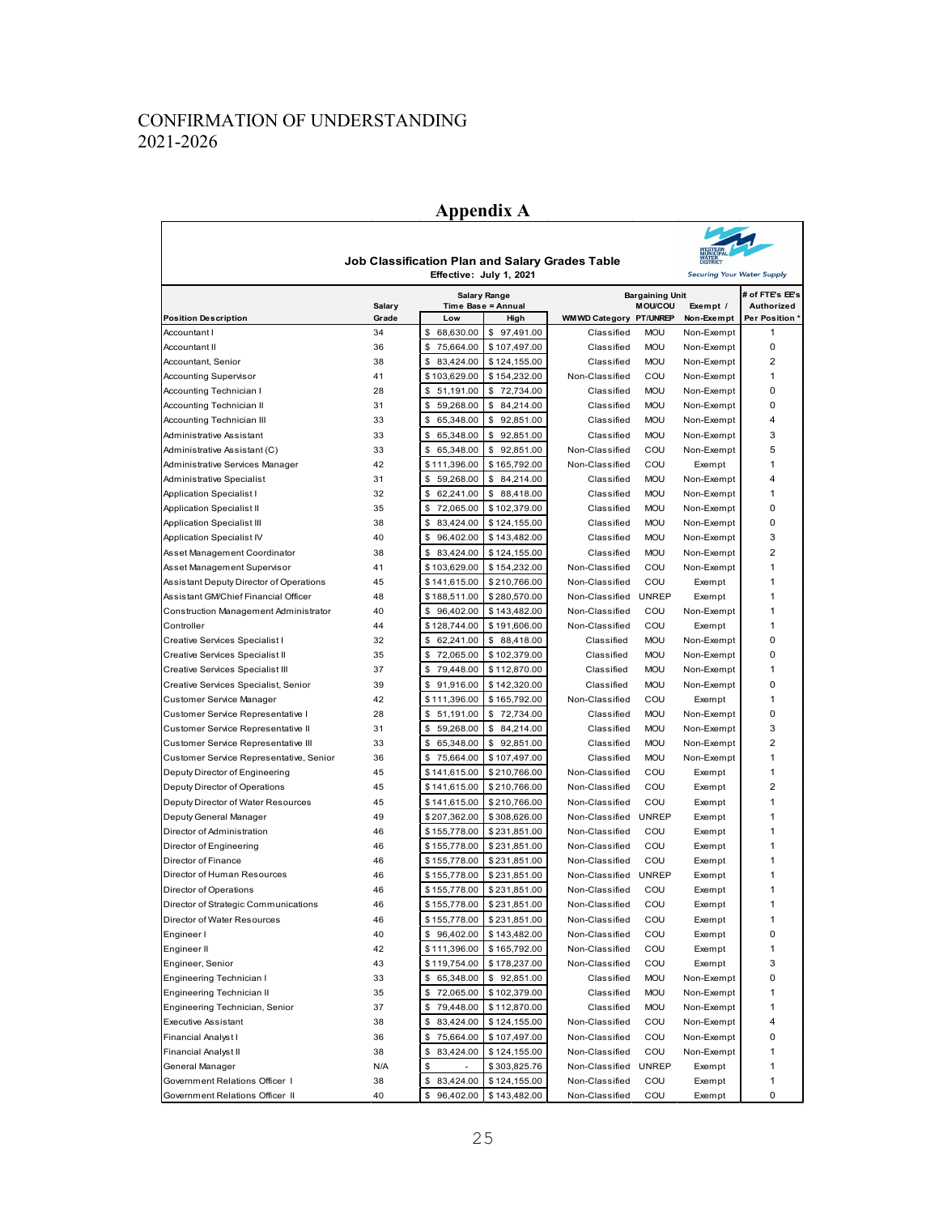# CONFIRMATION OF UNDERSTANDING
# 2021-2026

## Appendix A

**Job Classification Plan and Salary Grades Table**
**Effective: July 1, 2021**

WESTERN MUNICIPAL WATER DISTRICT
*Securing Your Water Supply*

| Position Description | Salary Grade | Salary Range Time Base = Annual Low | High | WMWD Category | Bargaining Unit MOU/COU PT/UNREP | Exempt / Non-Exempt | # of FTE's EE's Authorized Per Position * |
|---|---|---|---|---|---|---|---|
| Accountant I | 34 | $ 68,630.00 | $ 97,491.00 | Classified | MOU | Non-Exempt | 1 |
| Accountant II | 36 | $ 75,664.00 | $ 107,497.00 | Classified | MOU | Non-Exempt | 0 |
| Accountant, Senior | 38 | $ 83,424.00 | $ 124,155.00 | Classified | MOU | Non-Exempt | 2 |
| Accounting Supervisor | 41 | $ 103,629.00 | $ 154,232.00 | Non-Classified | COU | Non-Exempt | 1 |
| Accounting Technician I | 28 | $ 51,191.00 | $ 72,734.00 | Classified | MOU | Non-Exempt | 0 |
| Accounting Technician II | 31 | $ 59,268.00 | $ 84,214.00 | Classified | MOU | Non-Exempt | 0 |
| Accounting Technician III | 33 | $ 65,348.00 | $ 92,851.00 | Classified | MOU | Non-Exempt | 4 |
| Administrative Assistant | 33 | $ 65,348.00 | $ 92,851.00 | Classified | MOU | Non-Exempt | 3 |
| Administrative Assistant (C) | 33 | $ 65,348.00 | $ 92,851.00 | Non-Classified | COU | Non-Exempt | 5 |
| Administrative Services Manager | 42 | $ 111,396.00 | $ 165,792.00 | Non-Classified | COU | Exempt | 1 |
| Administrative Specialist | 31 | $ 59,268.00 | $ 84,214.00 | Classified | MOU | Non-Exempt | 4 |
| Application Specialist I | 32 | $ 62,241.00 | $ 88,418.00 | Classified | MOU | Non-Exempt | 1 |
| Application Specialist II | 35 | $ 72,065.00 | $ 102,379.00 | Classified | MOU | Non-Exempt | 0 |
| Application Specialist III | 38 | $ 83,424.00 | $ 124,155.00 | Classified | MOU | Non-Exempt | 0 |
| Application Specialist IV | 40 | $ 96,402.00 | $ 143,482.00 | Classified | MOU | Non-Exempt | 3 |
| Asset Management Coordinator | 38 | $ 83,424.00 | $ 124,155.00 | Classified | MOU | Non-Exempt | 2 |
| Asset Management Supervisor | 41 | $ 103,629.00 | $ 154,232.00 | Non-Classified | COU | Non-Exempt | 1 |
| Assistant Deputy Director of Operations | 45 | $ 141,615.00 | $ 210,766.00 | Non-Classified | COU | Exempt | 1 |
| Assistant GM/Chief Financial Officer | 48 | $ 188,511.00 | $ 280,570.00 | Non-Classified | UNREP | Exempt | 1 |
| Construction Management Administrator | 40 | $ 96,402.00 | $ 143,482.00 | Non-Classified | COU | Non-Exempt | 1 |
| Controller | 44 | $ 128,744.00 | $ 191,606.00 | Non-Classified | COU | Exempt | 1 |
| Creative Services Specialist I | 32 | $ 62,241.00 | $ 88,418.00 | Classified | MOU | Non-Exempt | 0 |
| Creative Services Specialist II | 35 | $ 72,065.00 | $ 102,379.00 | Classified | MOU | Non-Exempt | 0 |
| Creative Services Specialist III | 37 | $ 79,448.00 | $ 112,870.00 | Classified | MOU | Non-Exempt | 1 |
| Creative Services Specialist, Senior | 39 | $ 91,916.00 | $ 142,320.00 | Classified | MOU | Non-Exempt | 0 |
| Customer Service Manager | 42 | $ 111,396.00 | $ 165,792.00 | Non-Classified | COU | Exempt | 1 |
| Customer Service Representative I | 28 | $ 51,191.00 | $ 72,734.00 | Classified | MOU | Non-Exempt | 0 |
| Customer Service Representative II | 31 | $ 59,268.00 | $ 84,214.00 | Classified | MOU | Non-Exempt | 3 |
| Customer Service Representative III | 33 | $ 65,348.00 | $ 92,851.00 | Classified | MOU | Non-Exempt | 2 |
| Customer Service Representative, Senior | 36 | $ 75,664.00 | $ 107,497.00 | Classified | MOU | Non-Exempt | 1 |
| Deputy Director of Engineering | 45 | $ 141,615.00 | $ 210,766.00 | Non-Classified | COU | Exempt | 1 |
| Deputy Director of Operations | 45 | $ 141,615.00 | $ 210,766.00 | Non-Classified | COU | Exempt | 2 |
| Deputy Director of Water Resources | 45 | $ 141,615.00 | $ 210,766.00 | Non-Classified | COU | Exempt | 1 |
| Deputy General Manager | 49 | $ 207,362.00 | $ 308,626.00 | Non-Classified | UNREP | Exempt | 1 |
| Director of Administration | 46 | $ 155,778.00 | $ 231,851.00 | Non-Classified | COU | Exempt | 1 |
| Director of Engineering | 46 | $ 155,778.00 | $ 231,851.00 | Non-Classified | COU | Exempt | 1 |
| Director of Finance | 46 | $ 155,778.00 | $ 231,851.00 | Non-Classified | COU | Exempt | 1 |
| Director of Human Resources | 46 | $ 155,778.00 | $ 231,851.00 | Non-Classified | UNREP | Exempt | 1 |
| Director of Operations | 46 | $ 155,778.00 | $ 231,851.00 | Non-Classified | COU | Exempt | 1 |
| Director of Strategic Communications | 46 | $ 155,778.00 | $ 231,851.00 | Non-Classified | COU | Exempt | 1 |
| Director of Water Resources | 46 | $ 155,778.00 | $ 231,851.00 | Non-Classified | COU | Exempt | 1 |
| Engineer I | 40 | $ 96,402.00 | $ 143,482.00 | Non-Classified | COU | Exempt | 0 |
| Engineer II | 42 | $ 111,396.00 | $ 165,792.00 | Non-Classified | COU | Exempt | 1 |
| Engineer, Senior | 43 | $ 119,754.00 | $ 178,237.00 | Non-Classified | COU | Exempt | 3 |
| Engineering Technician I | 33 | $ 65,348.00 | $ 92,851.00 | Classified | MOU | Non-Exempt | 0 |
| Engineering Technician II | 35 | $ 72,065.00 | $ 102,379.00 | Classified | MOU | Non-Exempt | 1 |
| Engineering Technician, Senior | 37 | $ 79,448.00 | $ 112,870.00 | Classified | MOU | Non-Exempt | 1 |
| Executive Assistant | 38 | $ 83,424.00 | $ 124,155.00 | Non-Classified | COU | Non-Exempt | 4 |
| Financial Analyst I | 36 | $ 75,664.00 | $ 107,497.00 | Non-Classified | COU | Non-Exempt | 0 |
| Financial Analyst II | 38 | $ 83,424.00 | $ 124,155.00 | Non-Classified | COU | Non-Exempt | 1 |
| General Manager | N/A | $ - | $ 303,825.76 | Non-Classified | UNREP | Exempt | 1 |
| Government Relations Officer I | 38 | $ 83,424.00 | $ 124,155.00 | Non-Classified | COU | Exempt | 1 |
| Government Relations Officer II | 40 | $ 96,402.00 | $ 143,482.00 | Non-Classified | COU | Exempt | 0 |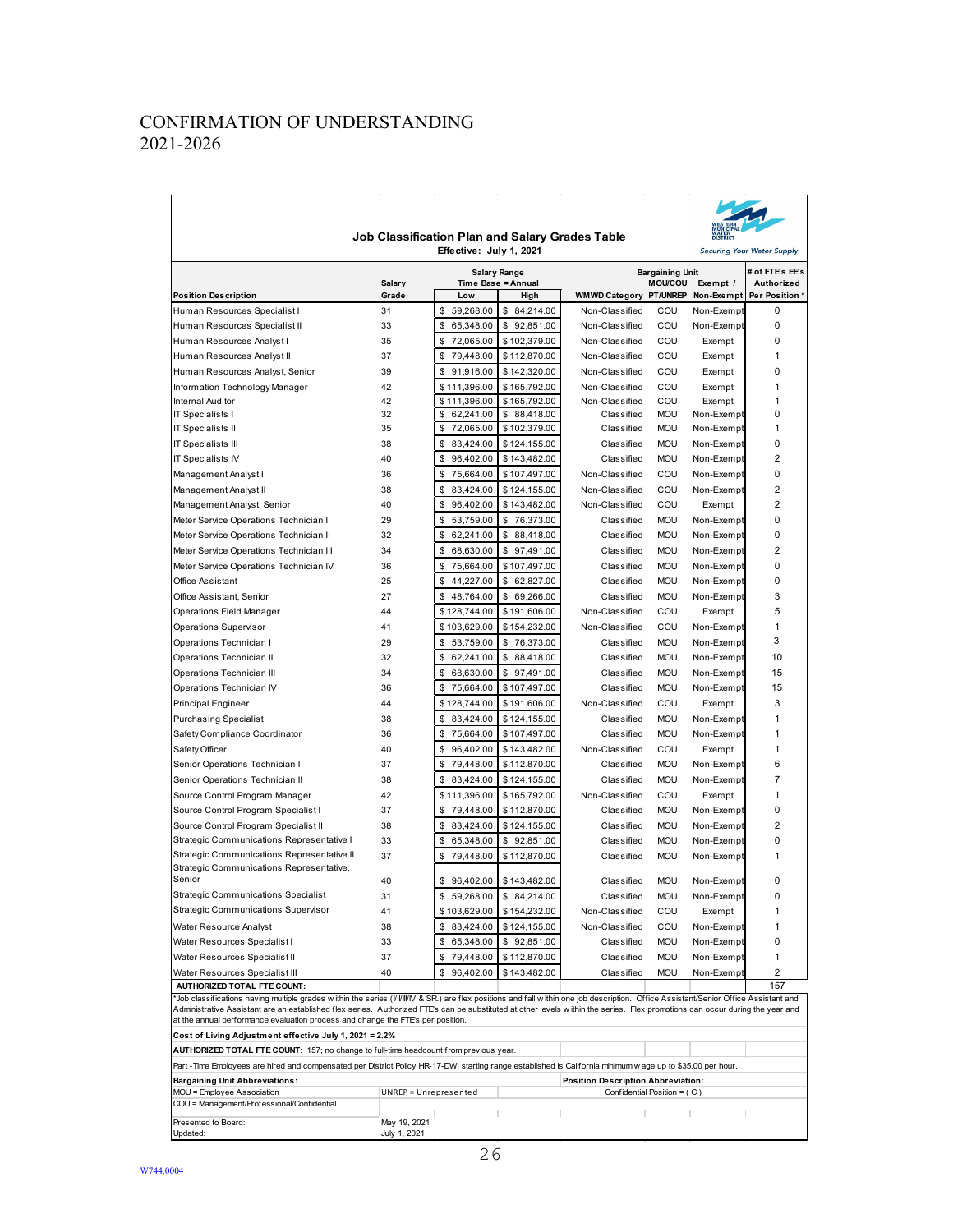# CONFIRMATION OF UNDERSTANDING
2021-2026

**Job Classification Plan and Salary Grades Table**
Effective: July 1, 2021

Securing Your Water Supply

| Position Description | Salary Grade | Salary Range Time Base = Annual Low | High | WMWD Category | Bargaining Unit MOU/COU PT/UNREP | Exempt / Non-Exempt | # of FTE's EE's Authorized Per Position * |
|---|---|---|---|---|---|---|---|
| Human Resources Specialist I | 31 | $ 59,268.00 | $ 84,214.00 | Non-Classified | COU | Non-Exempt | 0 |
| Human Resources Specialist II | 33 | $ 65,348.00 | $ 92,851.00 | Non-Classified | COU | Non-Exempt | 0 |
| Human Resources Analyst I | 35 | $ 72,065.00 | $ 102,379.00 | Non-Classified | COU | Exempt | 0 |
| Human Resources Analyst II | 37 | $ 79,448.00 | $ 112,870.00 | Non-Classified | COU | Exempt | 1 |
| Human Resources Analyst, Senior | 39 | $ 91,916.00 | $ 142,320.00 | Non-Classified | COU | Exempt | 0 |
| Information Technology Manager | 42 | $ 111,396.00 | $ 165,792.00 | Non-Classified | COU | Exempt | 1 |
| Internal Auditor | 42 | $ 111,396.00 | $ 165,792.00 | Non-Classified | COU | Exempt | 1 |
| IT Specialists I | 32 | $ 62,241.00 | $ 88,418.00 | Classified | MOU | Non-Exempt | 0 |
| IT Specialists II | 35 | $ 72,065.00 | $ 102,379.00 | Classified | MOU | Non-Exempt | 1 |
| IT Specialists III | 38 | $ 83,424.00 | $ 124,155.00 | Classified | MOU | Non-Exempt | 0 |
| IT Specialists IV | 40 | $ 96,402.00 | $ 143,482.00 | Classified | MOU | Non-Exempt | 2 |
| Management Analyst I | 36 | $ 75,664.00 | $ 107,497.00 | Non-Classified | COU | Non-Exempt | 0 |
| Management Analyst II | 38 | $ 83,424.00 | $ 124,155.00 | Non-Classified | COU | Non-Exempt | 2 |
| Management Analyst, Senior | 40 | $ 96,402.00 | $ 143,482.00 | Non-Classified | COU | Exempt | 2 |
| Meter Service Operations Technician I | 29 | $ 53,759.00 | $ 76,373.00 | Classified | MOU | Non-Exempt | 0 |
| Meter Service Operations Technician II | 32 | $ 62,241.00 | $ 88,418.00 | Classified | MOU | Non-Exempt | 0 |
| Meter Service Operations Technician III | 34 | $ 68,630.00 | $ 97,491.00 | Classified | MOU | Non-Exempt | 2 |
| Meter Service Operations Technician IV | 36 | $ 75,664.00 | $ 107,497.00 | Classified | MOU | Non-Exempt | 0 |
| Office Assistant | 25 | $ 44,227.00 | $ 62,827.00 | Classified | MOU | Non-Exempt | 0 |
| Office Assistant, Senior | 27 | $ 48,764.00 | $ 69,266.00 | Classified | MOU | Non-Exempt | 3 |
| Operations Field Manager | 44 | $ 128,744.00 | $ 191,606.00 | Non-Classified | COU | Exempt | 5 |
| Operations Supervisor | 41 | $ 103,629.00 | $ 154,232.00 | Non-Classified | COU | Non-Exempt | 1 |
| Operations Technician I | 29 | $ 53,759.00 | $ 76,373.00 | Classified | MOU | Non-Exempt | 3 |
| Operations Technician II | 32 | $ 62,241.00 | $ 88,418.00 | Classified | MOU | Non-Exempt | 10 |
| Operations Technician III | 34 | $ 68,630.00 | $ 97,491.00 | Classified | MOU | Non-Exempt | 15 |
| Operations Technician IV | 36 | $ 75,664.00 | $ 107,497.00 | Classified | MOU | Non-Exempt | 15 |
| Principal Engineer | 44 | $ 128,744.00 | $ 191,606.00 | Non-Classified | COU | Exempt | 3 |
| Purchasing Specialist | 38 | $ 83,424.00 | $ 124,155.00 | Classified | MOU | Non-Exempt | 1 |
| Safety Compliance Coordinator | 36 | $ 75,664.00 | $ 107,497.00 | Classified | MOU | Non-Exempt | 1 |
| Safety Officer | 40 | $ 96,402.00 | $ 143,482.00 | Non-Classified | COU | Exempt | 1 |
| Senior Operations Technician I | 37 | $ 79,448.00 | $ 112,870.00 | Classified | MOU | Non-Exempt | 6 |
| Senior Operations Technician II | 38 | $ 83,424.00 | $ 124,155.00 | Classified | MOU | Non-Exempt | 7 |
| Source Control Program Manager | 42 | $ 111,396.00 | $ 165,792.00 | Non-Classified | COU | Exempt | 1 |
| Source Control Program Specialist I | 37 | $ 79,448.00 | $ 112,870.00 | Classified | MOU | Non-Exempt | 0 |
| Source Control Program Specialist II | 38 | $ 83,424.00 | $ 124,155.00 | Classified | MOU | Non-Exempt | 2 |
| Strategic Communications Representative I | 33 | $ 65,348.00 | $ 92,851.00 | Classified | MOU | Non-Exempt | 0 |
| Strategic Communications Representative II | 37 | $ 79,448.00 | $ 112,870.00 | Classified | MOU | Non-Exempt | 1 |
| Strategic Communications Representative, Senior | 40 | $ 96,402.00 | $ 143,482.00 | Classified | MOU | Non-Exempt | 0 |
| Strategic Communications Specialist | 31 | $ 59,268.00 | $ 84,214.00 | Classified | MOU | Non-Exempt | 0 |
| Strategic Communications Supervisor | 41 | $ 103,629.00 | $ 154,232.00 | Non-Classified | COU | Exempt | 1 |
| Water Resource Analyst | 38 | $ 83,424.00 | $ 124,155.00 | Non-Classified | COU | Non-Exempt | 1 |
| Water Resources Specialist I | 33 | $ 65,348.00 | $ 92,851.00 | Classified | MOU | Non-Exempt | 0 |
| Water Resources Specialist II | 37 | $ 79,448.00 | $ 112,870.00 | Classified | MOU | Non-Exempt | 1 |
| Water Resources Specialist III | 40 | $ 96,402.00 | $ 143,482.00 | Classified | MOU | Non-Exempt | 2 |
| **AUTHORIZED TOTAL FTE COUNT:** | | | | | | | 157 |

*Job classifications having multiple grades within the series (I/II/III/IV & SR.) are flex positions and fall within one job description. Office Assistant/Senior Office Assistant and Administrative Assistant are an established flex series. Authorized FTE's can be substituted at other levels within the series. Flex promotions can occur during the year and at the annual performance evaluation process and change the FTE's per position.

**Cost of Living Adjustment effective July 1, 2021 = 2.2%**

**AUTHORIZED TOTAL FTE COUNT:** 157; no change to full-time headcount from previous year.

Part -Time Employees are hired and compensated per District Policy HR-17-DW; starting range established is California minimum wage up to $35.00 per hour.

**Bargaining Unit Abbreviations:**
MOU = Employee Association
COU = Management/Professional/Confidential
UNREP = Unrepresented

**Position Description Abbreviation:**
Confidential Position = ( C )

Presented to Board: May 19, 2021
Updated: July 1, 2021

W744.0004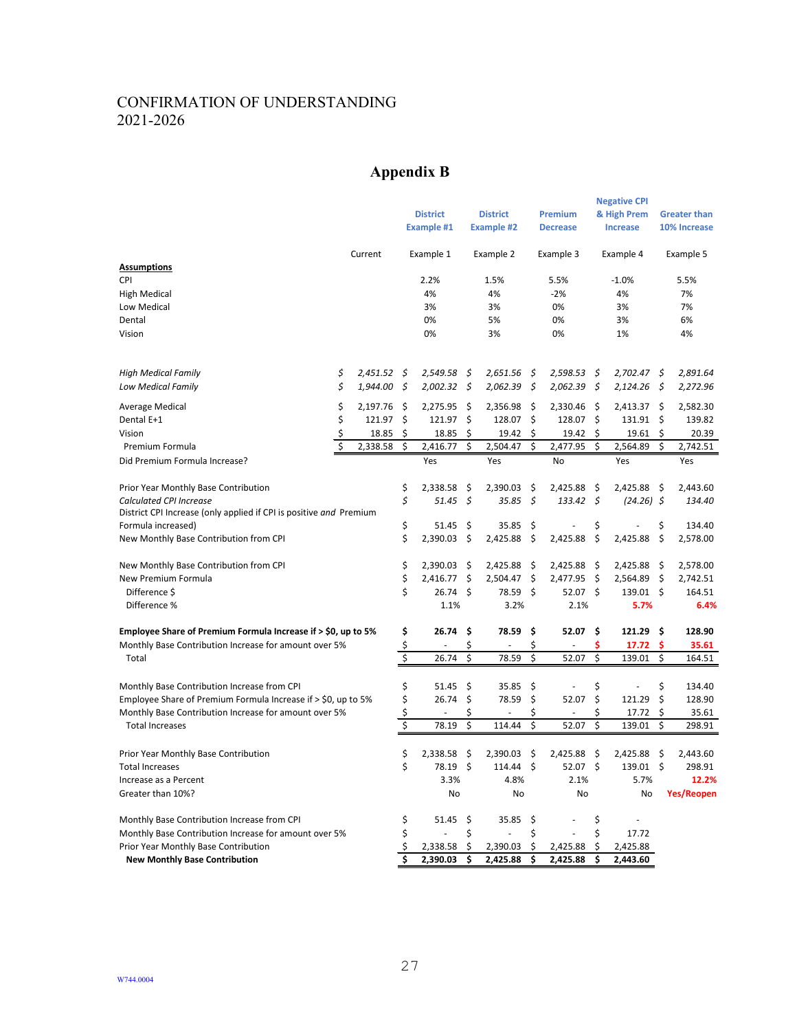CONFIRMATION OF UNDERSTANDING
2021-2026

# Appendix B

| | Current | District Example #1<br>Example 1 | District Example #2<br>Example 2 | Premium Decrease<br>Example 3 | Negative CPI & High Prem Increase<br>Example 4 | Greater than 10% Increase<br>Example 5 |
|---|---|---|---|---|---|---|
| **Assumptions** | | | | | | |
| CPI | | 2.2% | 1.5% | 5.5% | -1.0% | 5.5% |
| High Medical | | 4% | 4% | -2% | 4% | 7% |
| Low Medical | | 3% | 3% | 0% | 3% | 7% |
| Dental | | 0% | 5% | 0% | 3% | 6% |
| Vision | | 0% | 3% | 0% | 1% | 4% |
| | | | | | | |
| *High Medical Family* | *$ 2,451.52* | *$ 2,549.58* | *$ 2,651.56* | *$ 2,598.53* | *$ 2,702.47* | *$ 2,891.64* |
| *Low Medical Family* | *$ 1,944.00* | *$ 2,002.32* | *$ 2,062.39* | *$ 2,062.39* | *$ 2,124.26* | *$ 2,272.96* |
| Average Medical | $ 2,197.76 | $ 2,275.95 | $ 2,356.98 | $ 2,330.46 | $ 2,413.37 | $ 2,582.30 |
| Dental E+1 | $ 121.97 | $ 121.97 | $ 128.07 | $ 128.07 | $ 131.91 | $ 139.82 |
| Vision | $ 18.85 | $ 18.85 | $ 19.42 | $ 19.42 | $ 19.61 | $ 20.39 |
| Premium Formula | $ 2,338.58 | $ 2,416.77 | $ 2,504.47 | $ 2,477.95 | $ 2,564.89 | $ 2,742.51 |
| Did Premium Formula Increase? | | Yes | Yes | No | Yes | Yes |
| | | | | | | |
| Prior Year Monthly Base Contribution | | $ 2,338.58 | $ 2,390.03 | $ 2,425.88 | $ 2,425.88 | $ 2,443.60 |
| *Calculated CPI Increase* | | *$ 51.45* | *$ 35.85* | *$ 133.42* | *$ (24.26)* | *$ 134.40* |
| District CPI Increase (only applied if CPI is positive *and* Premium Formula increased) | | $ 51.45 | $ 35.85 | $ - | $ - | $ 134.40 |
| New Monthly Base Contribution from CPI | | $ 2,390.03 | $ 2,425.88 | $ 2,425.88 | $ 2,425.88 | $ 2,578.00 |
| | | | | | | |
| New Monthly Base Contribution from CPI | | $ 2,390.03 | $ 2,425.88 | $ 2,425.88 | $ 2,425.88 | $ 2,578.00 |
| New Premium Formula | | $ 2,416.77 | $ 2,504.47 | $ 2,477.95 | $ 2,564.89 | $ 2,742.51 |
| Difference $ | | $ 26.74 | $ 78.59 | $ 52.07 | $ 139.01 | $ 164.51 |
| Difference % | | 1.1% | 3.2% | 2.1% | 5.7% | 6.4% |
| | | | | | | |
| **Employee Share of Premium Formula Increase if > $0, up to 5%** | | **$ 26.74** | **$ 78.59** | **$ 52.07** | **$ 121.29** | **$ 128.90** |
| Monthly Base Contribution Increase for amount over 5% | | $ - | $ - | $ - | $ 17.72 | $ 35.61 |
| Total | | $ 26.74 | $ 78.59 | $ 52.07 | $ 139.01 | $ 164.51 |
| | | | | | | |
| Monthly Base Contribution Increase from CPI | | $ 51.45 | $ 35.85 | $ - | $ - | $ 134.40 |
| Employee Share of Premium Formula Increase if > $0, up to 5% | | $ 26.74 | $ 78.59 | $ 52.07 | $ 121.29 | $ 128.90 |
| Monthly Base Contribution Increase for amount over 5% | | $ - | $ - | $ - | $ 17.72 | $ 35.61 |
| Total Increases | | $ 78.19 | $ 114.44 | $ 52.07 | $ 139.01 | $ 298.91 |
| | | | | | | |
| Prior Year Monthly Base Contribution | | $ 2,338.58 | $ 2,390.03 | $ 2,425.88 | $ 2,425.88 | $ 2,443.60 |
| Total Increases | | $ 78.19 | $ 114.44 | $ 52.07 | $ 139.01 | $ 298.91 |
| Increase as a Percent | | 3.3% | 4.8% | 2.1% | 5.7% | 12.2% |
| Greater than 10%? | | No | No | No | No | Yes/Reopen |
| | | | | | | |
| Monthly Base Contribution Increase from CPI | | $ 51.45 | $ 35.85 | $ - | $ - | |
| Monthly Base Contribution Increase for amount over 5% | | $ - | $ - | $ - | $ 17.72 | |
| Prior Year Monthly Base Contribution | | $ 2,338.58 | $ 2,390.03 | $ 2,425.88 | $ 2,425.88 | |
| **New Monthly Base Contribution** | | **$ 2,390.03** | **$ 2,425.88** | **$ 2,425.88** | **$ 2,443.60** | |

W744.0004